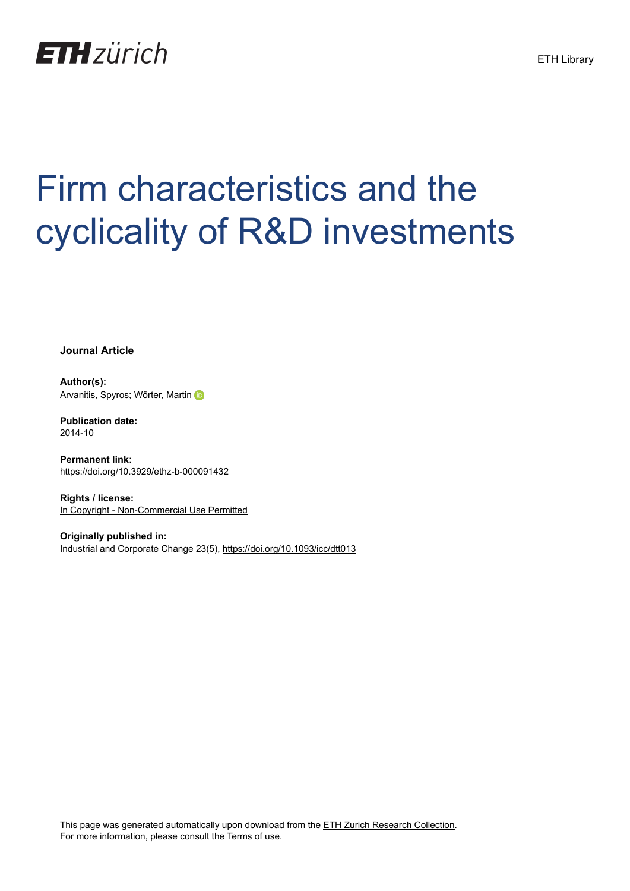ETH Library

# Firm characteristics and the cyclicality of R&D investments

**Journal Article**

**Author(s):**
Arvanitis, Spyros; Wörter, Martin

**Publication date:**
2014-10

**Permanent link:**
https://doi.org/10.3929/ethz-b-000091432

**Rights / license:**
In Copyright - Non-Commercial Use Permitted

**Originally published in:**
Industrial and Corporate Change 23(5), https://doi.org/10.1093/icc/dtt013

This page was generated automatically upon download from the ETH Zurich Research Collection.
For more information, please consult the Terms of use.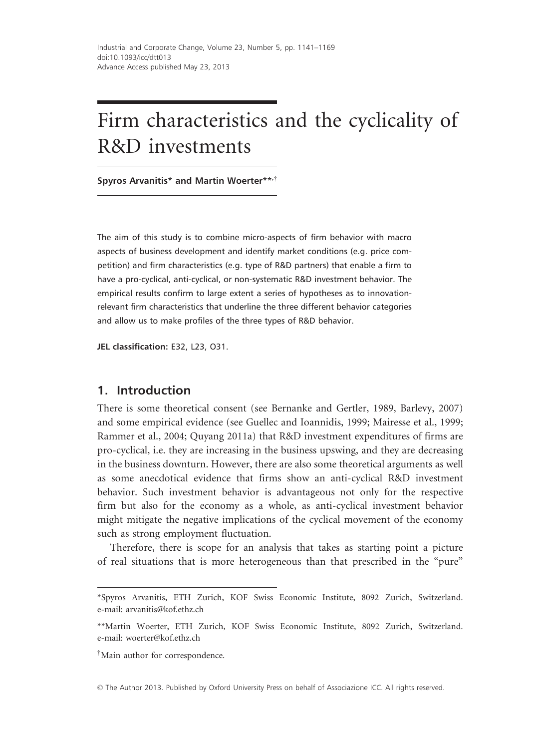# Firm characteristics and the cyclicality of R&D investments

**Spyros Arvanitis*** **and Martin Woerter****,[†]

The aim of this study is to combine micro-aspects of firm behavior with macro aspects of business development and identify market conditions (e.g. price competition) and firm characteristics (e.g. type of R&D partners) that enable a firm to have a pro-cyclical, anti-cyclical, or non-systematic R&D investment behavior. The empirical results confirm to large extent a series of hypotheses as to innovation-relevant firm characteristics that underline the three different behavior categories and allow us to make profiles of the three types of R&D behavior.

**JEL classification:** E32, L23, O31.

## 1. Introduction

There is some theoretical consent (see Bernanke and Gertler, 1989, Barlevy, 2007) and some empirical evidence (see Guellec and Ioannidis, 1999; Mairesse et al., 1999; Rammer et al., 2004; Quyang 2011a) that R&D investment expenditures of firms are pro-cyclical, i.e. they are increasing in the business upswing, and they are decreasing in the business downturn. However, there are also some theoretical arguments as well as some anecdotical evidence that firms show an anti-cyclical R&D investment behavior. Such investment behavior is advantageous not only for the respective firm but also for the economy as a whole, as anti-cyclical investment behavior might mitigate the negative implications of the cyclical movement of the economy such as strong employment fluctuation.

Therefore, there is scope for an analysis that takes as starting point a picture of real situations that is more heterogeneous than that prescribed in the "pure"

---

*Spyros Arvanitis, ETH Zurich, KOF Swiss Economic Institute, 8092 Zurich, Switzerland. e-mail: arvanitis@kof.ethz.ch

**Martin Woerter, ETH Zurich, KOF Swiss Economic Institute, 8092 Zurich, Switzerland. e-mail: woerter@kof.ethz.ch

[†]Main author for correspondence.

© The Author 2013. Published by Oxford University Press on behalf of Associazione ICC. All rights reserved.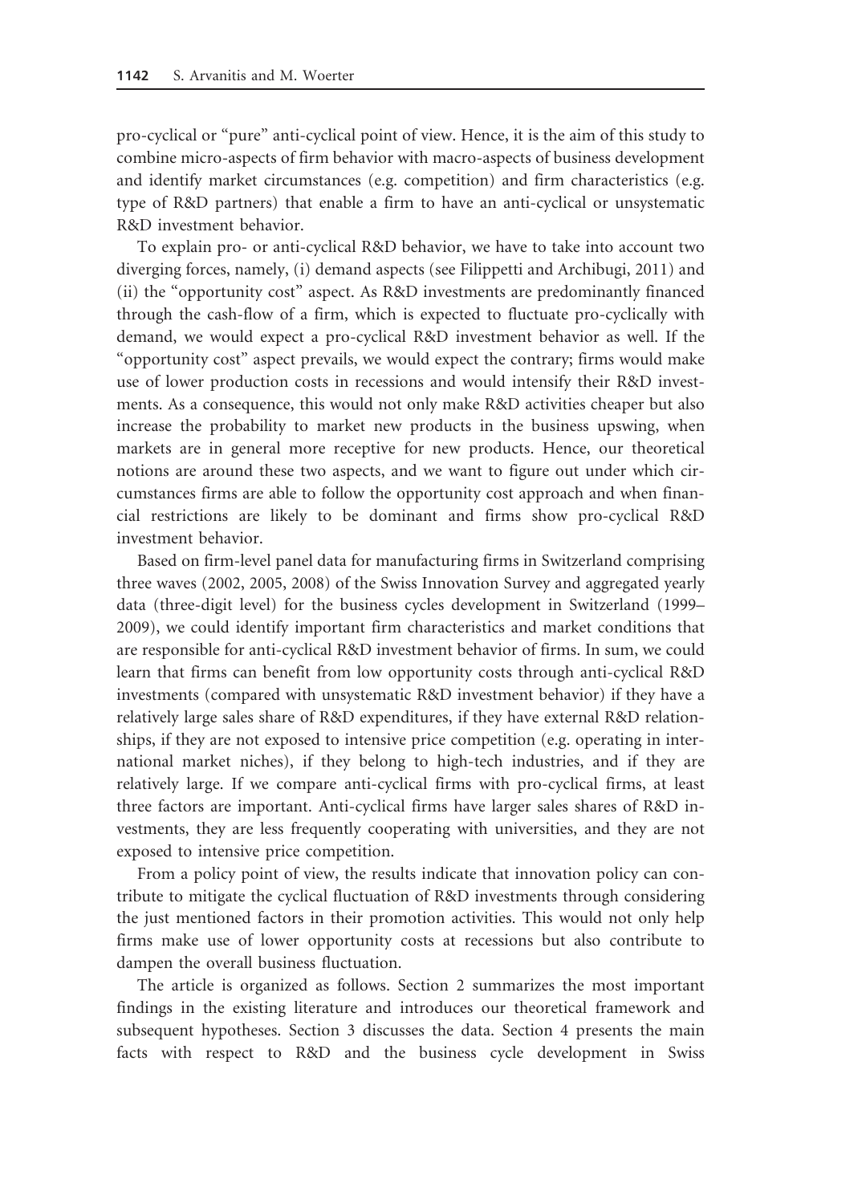pro-cyclical or "pure" anti-cyclical point of view. Hence, it is the aim of this study to combine micro-aspects of firm behavior with macro-aspects of business development and identify market circumstances (e.g. competition) and firm characteristics (e.g. type of R&D partners) that enable a firm to have an anti-cyclical or unsystematic R&D investment behavior.

To explain pro- or anti-cyclical R&D behavior, we have to take into account two diverging forces, namely, (i) demand aspects (see Filippetti and Archibugi, 2011) and (ii) the "opportunity cost" aspect. As R&D investments are predominantly financed through the cash-flow of a firm, which is expected to fluctuate pro-cyclically with demand, we would expect a pro-cyclical R&D investment behavior as well. If the "opportunity cost" aspect prevails, we would expect the contrary; firms would make use of lower production costs in recessions and would intensify their R&D investments. As a consequence, this would not only make R&D activities cheaper but also increase the probability to market new products in the business upswing, when markets are in general more receptive for new products. Hence, our theoretical notions are around these two aspects, and we want to figure out under which circumstances firms are able to follow the opportunity cost approach and when financial restrictions are likely to be dominant and firms show pro-cyclical R&D investment behavior.

Based on firm-level panel data for manufacturing firms in Switzerland comprising three waves (2002, 2005, 2008) of the Swiss Innovation Survey and aggregated yearly data (three-digit level) for the business cycles development in Switzerland (1999–2009), we could identify important firm characteristics and market conditions that are responsible for anti-cyclical R&D investment behavior of firms. In sum, we could learn that firms can benefit from low opportunity costs through anti-cyclical R&D investments (compared with unsystematic R&D investment behavior) if they have a relatively large sales share of R&D expenditures, if they have external R&D relationships, if they are not exposed to intensive price competition (e.g. operating in international market niches), if they belong to high-tech industries, and if they are relatively large. If we compare anti-cyclical firms with pro-cyclical firms, at least three factors are important. Anti-cyclical firms have larger sales shares of R&D investments, they are less frequently cooperating with universities, and they are not exposed to intensive price competition.

From a policy point of view, the results indicate that innovation policy can contribute to mitigate the cyclical fluctuation of R&D investments through considering the just mentioned factors in their promotion activities. This would not only help firms make use of lower opportunity costs at recessions but also contribute to dampen the overall business fluctuation.

The article is organized as follows. Section 2 summarizes the most important findings in the existing literature and introduces our theoretical framework and subsequent hypotheses. Section 3 discusses the data. Section 4 presents the main facts with respect to R&D and the business cycle development in Swiss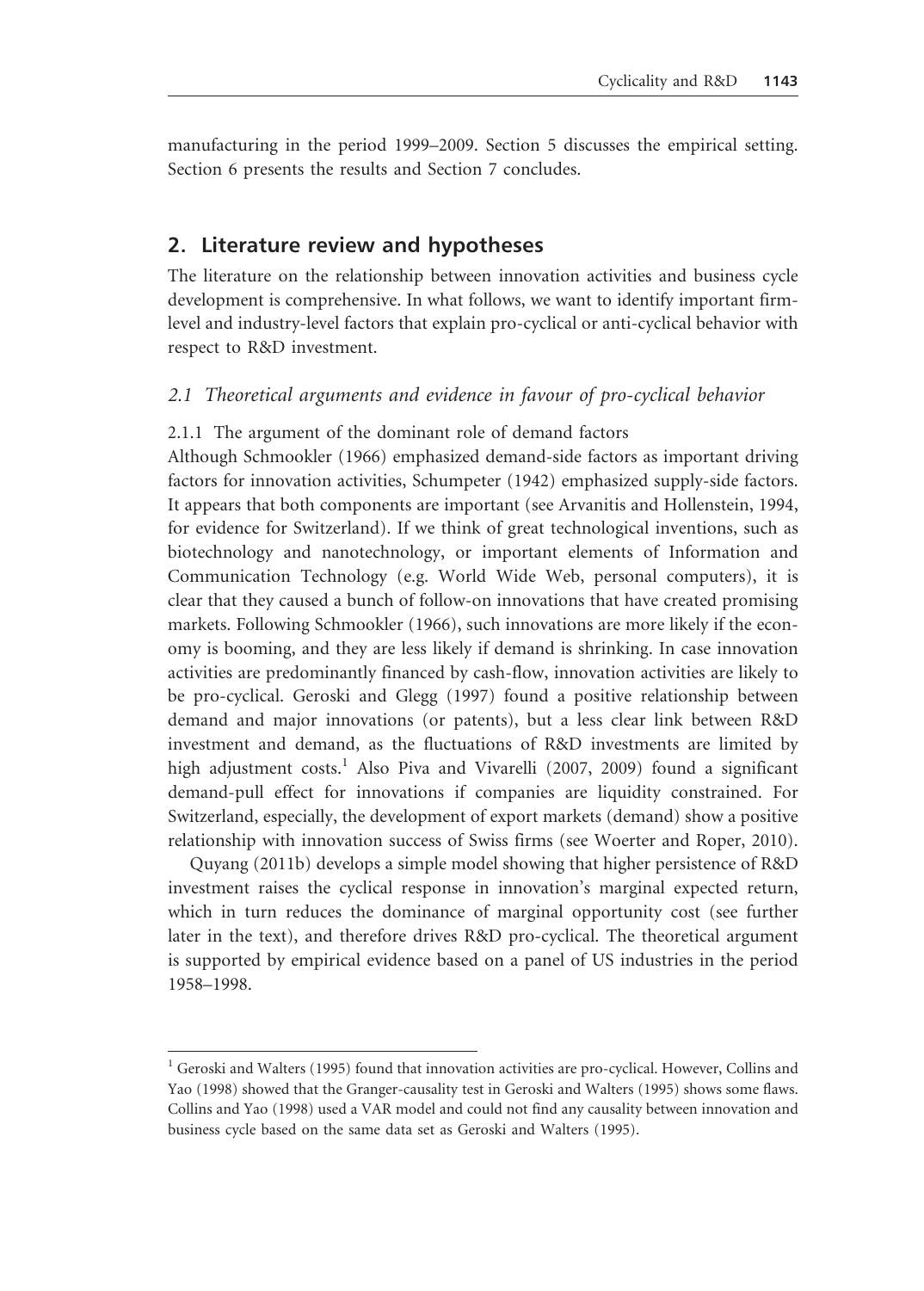manufacturing in the period 1999–2009. Section 5 discusses the empirical setting. Section 6 presents the results and Section 7 concludes.

## 2. Literature review and hypotheses

The literature on the relationship between innovation activities and business cycle development is comprehensive. In what follows, we want to identify important firm-level and industry-level factors that explain pro-cyclical or anti-cyclical behavior with respect to R&D investment.

### *2.1 Theoretical arguments and evidence in favour of pro-cyclical behavior*

#### 2.1.1 The argument of the dominant role of demand factors

Although Schmookler (1966) emphasized demand-side factors as important driving factors for innovation activities, Schumpeter (1942) emphasized supply-side factors. It appears that both components are important (see Arvanitis and Hollenstein, 1994, for evidence for Switzerland). If we think of great technological inventions, such as biotechnology and nanotechnology, or important elements of Information and Communication Technology (e.g. World Wide Web, personal computers), it is clear that they caused a bunch of follow-on innovations that have created promising markets. Following Schmookler (1966), such innovations are more likely if the economy is booming, and they are less likely if demand is shrinking. In case innovation activities are predominantly financed by cash-flow, innovation activities are likely to be pro-cyclical. Geroski and Glegg (1997) found a positive relationship between demand and major innovations (or patents), but a less clear link between R&D investment and demand, as the fluctuations of R&D investments are limited by high adjustment costs.[1] Also Piva and Vivarelli (2007, 2009) found a significant demand-pull effect for innovations if companies are liquidity constrained. For Switzerland, especially, the development of export markets (demand) show a positive relationship with innovation success of Swiss firms (see Woerter and Roper, 2010).

Quyang (2011b) develops a simple model showing that higher persistence of R&D investment raises the cyclical response in innovation's marginal expected return, which in turn reduces the dominance of marginal opportunity cost (see further later in the text), and therefore drives R&D pro-cyclical. The theoretical argument is supported by empirical evidence based on a panel of US industries in the period 1958–1998.

[1] Geroski and Walters (1995) found that innovation activities are pro-cyclical. However, Collins and Yao (1998) showed that the Granger-causality test in Geroski and Walters (1995) shows some flaws. Collins and Yao (1998) used a VAR model and could not find any causality between innovation and business cycle based on the same data set as Geroski and Walters (1995).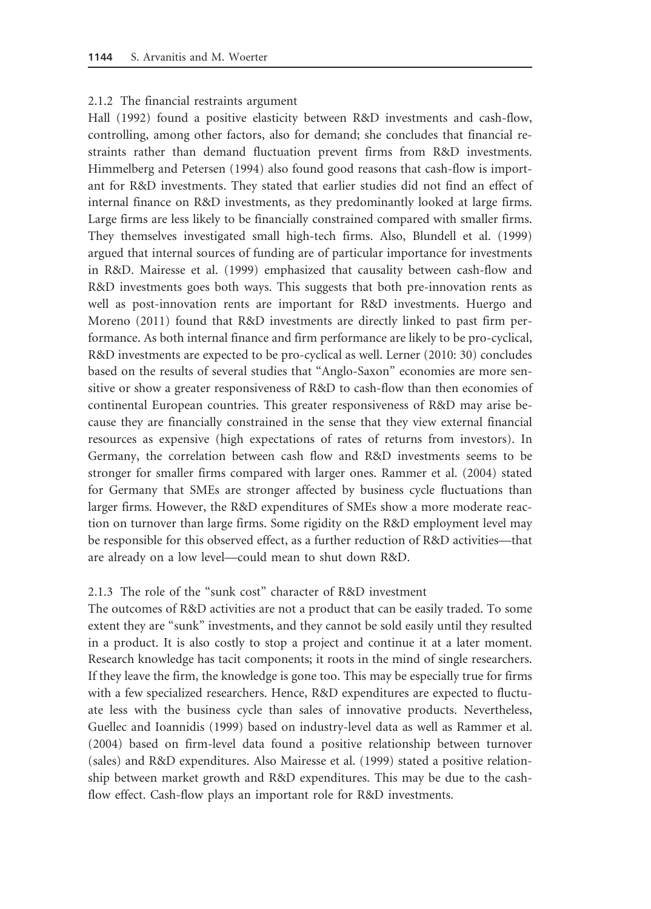### 2.1.2 The financial restraints argument

Hall (1992) found a positive elasticity between R&D investments and cash-flow, controlling, among other factors, also for demand; she concludes that financial restraints rather than demand fluctuation prevent firms from R&D investments. Himmelberg and Petersen (1994) also found good reasons that cash-flow is important for R&D investments. They stated that earlier studies did not find an effect of internal finance on R&D investments, as they predominantly looked at large firms. Large firms are less likely to be financially constrained compared with smaller firms. They themselves investigated small high-tech firms. Also, Blundell et al. (1999) argued that internal sources of funding are of particular importance for investments in R&D. Mairesse et al. (1999) emphasized that causality between cash-flow and R&D investments goes both ways. This suggests that both pre-innovation rents as well as post-innovation rents are important for R&D investments. Huergo and Moreno (2011) found that R&D investments are directly linked to past firm performance. As both internal finance and firm performance are likely to be pro-cyclical, R&D investments are expected to be pro-cyclical as well. Lerner (2010: 30) concludes based on the results of several studies that "Anglo-Saxon" economies are more sensitive or show a greater responsiveness of R&D to cash-flow than then economies of continental European countries. This greater responsiveness of R&D may arise because they are financially constrained in the sense that they view external financial resources as expensive (high expectations of rates of returns from investors). In Germany, the correlation between cash flow and R&D investments seems to be stronger for smaller firms compared with larger ones. Rammer et al. (2004) stated for Germany that SMEs are stronger affected by business cycle fluctuations than larger firms. However, the R&D expenditures of SMEs show a more moderate reaction on turnover than large firms. Some rigidity on the R&D employment level may be responsible for this observed effect, as a further reduction of R&D activities—that are already on a low level—could mean to shut down R&D.

### 2.1.3 The role of the "sunk cost" character of R&D investment

The outcomes of R&D activities are not a product that can be easily traded. To some extent they are "sunk" investments, and they cannot be sold easily until they resulted in a product. It is also costly to stop a project and continue it at a later moment. Research knowledge has tacit components; it roots in the mind of single researchers. If they leave the firm, the knowledge is gone too. This may be especially true for firms with a few specialized researchers. Hence, R&D expenditures are expected to fluctuate less with the business cycle than sales of innovative products. Nevertheless, Guellec and Ioannidis (1999) based on industry-level data as well as Rammer et al. (2004) based on firm-level data found a positive relationship between turnover (sales) and R&D expenditures. Also Mairesse et al. (1999) stated a positive relationship between market growth and R&D expenditures. This may be due to the cash-flow effect. Cash-flow plays an important role for R&D investments.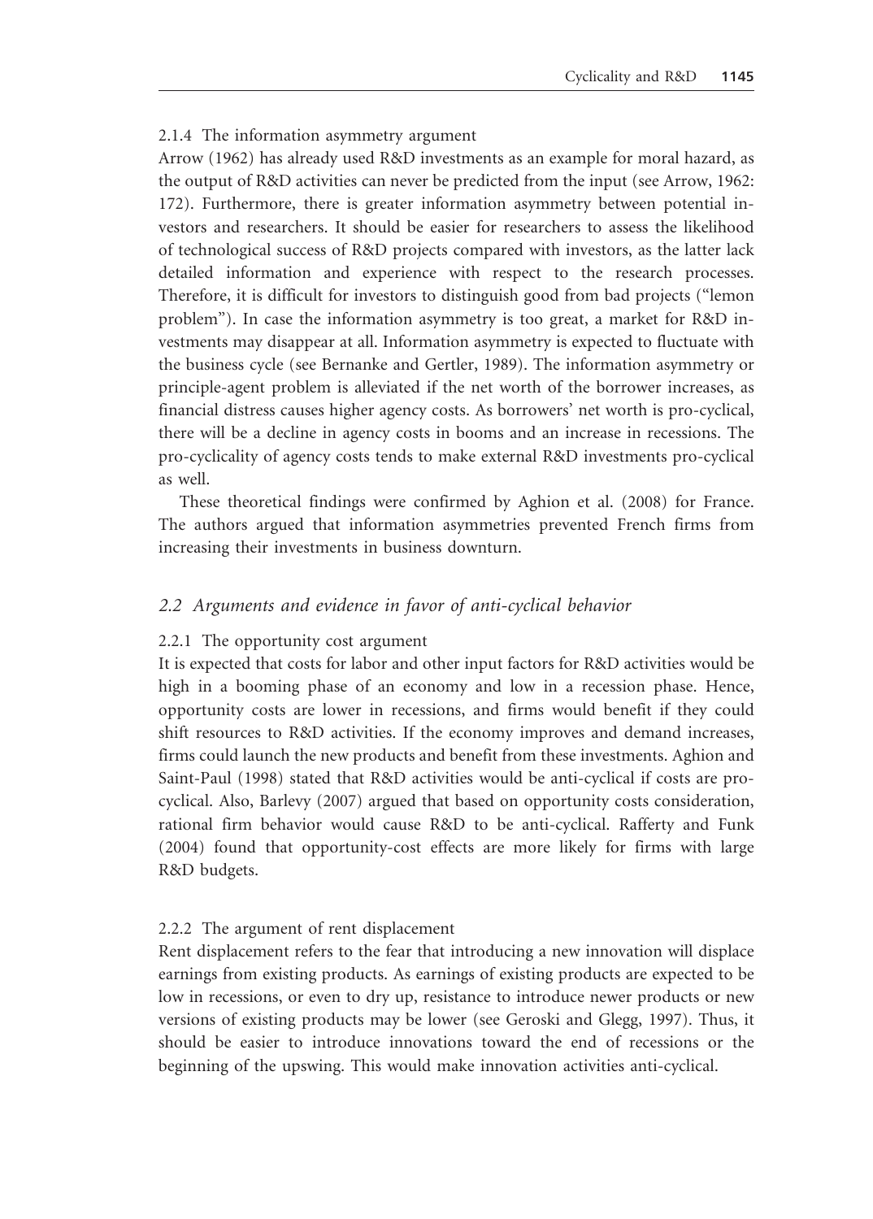#### 2.1.4 The information asymmetry argument

Arrow (1962) has already used R&D investments as an example for moral hazard, as the output of R&D activities can never be predicted from the input (see Arrow, 1962: 172). Furthermore, there is greater information asymmetry between potential investors and researchers. It should be easier for researchers to assess the likelihood of technological success of R&D projects compared with investors, as the latter lack detailed information and experience with respect to the research processes. Therefore, it is difficult for investors to distinguish good from bad projects ("lemon problem"). In case the information asymmetry is too great, a market for R&D investments may disappear at all. Information asymmetry is expected to fluctuate with the business cycle (see Bernanke and Gertler, 1989). The information asymmetry or principle-agent problem is alleviated if the net worth of the borrower increases, as financial distress causes higher agency costs. As borrowers' net worth is pro-cyclical, there will be a decline in agency costs in booms and an increase in recessions. The pro-cyclicality of agency costs tends to make external R&D investments pro-cyclical as well.

These theoretical findings were confirmed by Aghion et al. (2008) for France. The authors argued that information asymmetries prevented French firms from increasing their investments in business downturn.

### *2.2 Arguments and evidence in favor of anti-cyclical behavior*

#### 2.2.1 The opportunity cost argument

It is expected that costs for labor and other input factors for R&D activities would be high in a booming phase of an economy and low in a recession phase. Hence, opportunity costs are lower in recessions, and firms would benefit if they could shift resources to R&D activities. If the economy improves and demand increases, firms could launch the new products and benefit from these investments. Aghion and Saint-Paul (1998) stated that R&D activities would be anti-cyclical if costs are pro-cyclical. Also, Barlevy (2007) argued that based on opportunity costs consideration, rational firm behavior would cause R&D to be anti-cyclical. Rafferty and Funk (2004) found that opportunity-cost effects are more likely for firms with large R&D budgets.

#### 2.2.2 The argument of rent displacement

Rent displacement refers to the fear that introducing a new innovation will displace earnings from existing products. As earnings of existing products are expected to be low in recessions, or even to dry up, resistance to introduce newer products or new versions of existing products may be lower (see Geroski and Glegg, 1997). Thus, it should be easier to introduce innovations toward the end of recessions or the beginning of the upswing. This would make innovation activities anti-cyclical.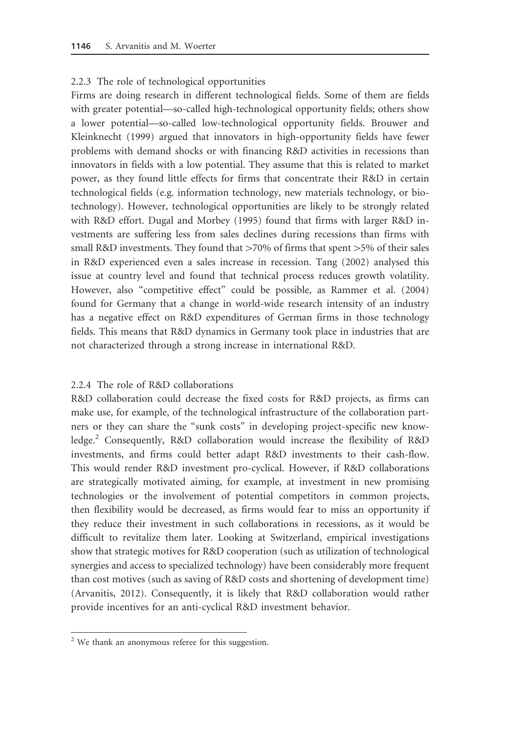### 2.2.3 The role of technological opportunities

Firms are doing research in different technological fields. Some of them are fields with greater potential—so-called high-technological opportunity fields; others show a lower potential—so-called low-technological opportunity fields. Brouwer and Kleinknecht (1999) argued that innovators in high-opportunity fields have fewer problems with demand shocks or with financing R&D activities in recessions than innovators in fields with a low potential. They assume that this is related to market power, as they found little effects for firms that concentrate their R&D in certain technological fields (e.g. information technology, new materials technology, or biotechnology). However, technological opportunities are likely to be strongly related with R&D effort. Dugal and Morbey (1995) found that firms with larger R&D investments are suffering less from sales declines during recessions than firms with small R&D investments. They found that >70% of firms that spent >5% of their sales in R&D experienced even a sales increase in recession. Tang (2002) analysed this issue at country level and found that technical process reduces growth volatility. However, also "competitive effect" could be possible, as Rammer et al. (2004) found for Germany that a change in world-wide research intensity of an industry has a negative effect on R&D expenditures of German firms in those technology fields. This means that R&D dynamics in Germany took place in industries that are not characterized through a strong increase in international R&D.

### 2.2.4 The role of R&D collaborations

R&D collaboration could decrease the fixed costs for R&D projects, as firms can make use, for example, of the technological infrastructure of the collaboration partners or they can share the "sunk costs" in developing project-specific new knowledge.[2] Consequently, R&D collaboration would increase the flexibility of R&D investments, and firms could better adapt R&D investments to their cash-flow. This would render R&D investment pro-cyclical. However, if R&D collaborations are strategically motivated aiming, for example, at investment in new promising technologies or the involvement of potential competitors in common projects, then flexibility would be decreased, as firms would fear to miss an opportunity if they reduce their investment in such collaborations in recessions, as it would be difficult to revitalize them later. Looking at Switzerland, empirical investigations show that strategic motives for R&D cooperation (such as utilization of technological synergies and access to specialized technology) have been considerably more frequent than cost motives (such as saving of R&D costs and shortening of development time) (Arvanitis, 2012). Consequently, it is likely that R&D collaboration would rather provide incentives for an anti-cyclical R&D investment behavior.

---

[2] We thank an anonymous referee for this suggestion.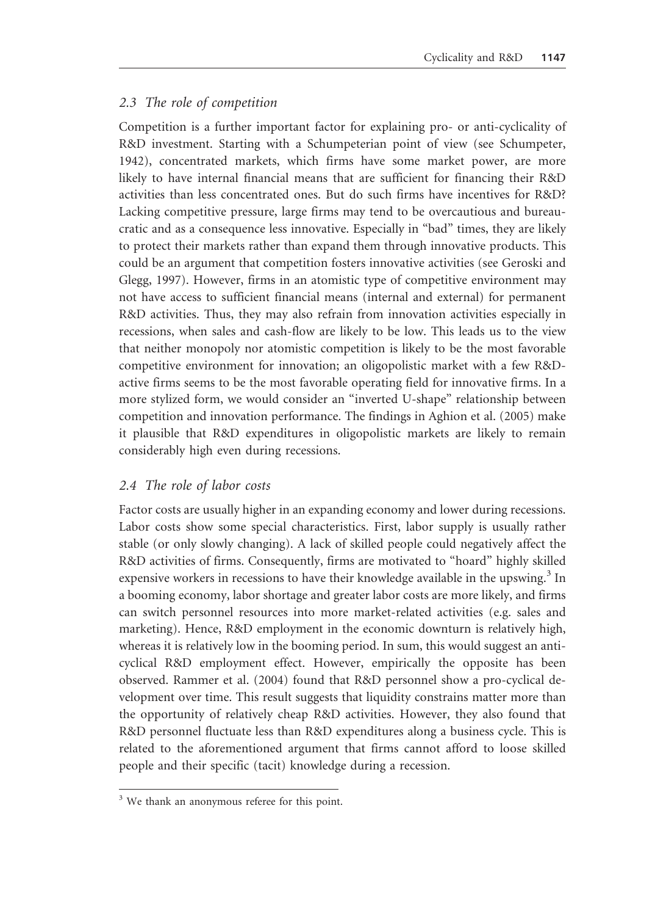## *2.3 The role of competition*

Competition is a further important factor for explaining pro- or anti-cyclicality of R&D investment. Starting with a Schumpeterian point of view (see Schumpeter, 1942), concentrated markets, which firms have some market power, are more likely to have internal financial means that are sufficient for financing their R&D activities than less concentrated ones. But do such firms have incentives for R&D? Lacking competitive pressure, large firms may tend to be overcautious and bureaucratic and as a consequence less innovative. Especially in "bad" times, they are likely to protect their markets rather than expand them through innovative products. This could be an argument that competition fosters innovative activities (see Geroski and Glegg, 1997). However, firms in an atomistic type of competitive environment may not have access to sufficient financial means (internal and external) for permanent R&D activities. Thus, they may also refrain from innovation activities especially in recessions, when sales and cash-flow are likely to be low. This leads us to the view that neither monopoly nor atomistic competition is likely to be the most favorable competitive environment for innovation; an oligopolistic market with a few R&D-active firms seems to be the most favorable operating field for innovative firms. In a more stylized form, we would consider an "inverted U-shape" relationship between competition and innovation performance. The findings in Aghion et al. (2005) make it plausible that R&D expenditures in oligopolistic markets are likely to remain considerably high even during recessions.

## *2.4 The role of labor costs*

Factor costs are usually higher in an expanding economy and lower during recessions. Labor costs show some special characteristics. First, labor supply is usually rather stable (or only slowly changing). A lack of skilled people could negatively affect the R&D activities of firms. Consequently, firms are motivated to "hoard" highly skilled expensive workers in recessions to have their knowledge available in the upswing.[3] In a booming economy, labor shortage and greater labor costs are more likely, and firms can switch personnel resources into more market-related activities (e.g. sales and marketing). Hence, R&D employment in the economic downturn is relatively high, whereas it is relatively low in the booming period. In sum, this would suggest an anti-cyclical R&D employment effect. However, empirically the opposite has been observed. Rammer et al. (2004) found that R&D personnel show a pro-cyclical development over time. This result suggests that liquidity constrains matter more than the opportunity of relatively cheap R&D activities. However, they also found that R&D personnel fluctuate less than R&D expenditures along a business cycle. This is related to the aforementioned argument that firms cannot afford to loose skilled people and their specific (tacit) knowledge during a recession.

[3] We thank an anonymous referee for this point.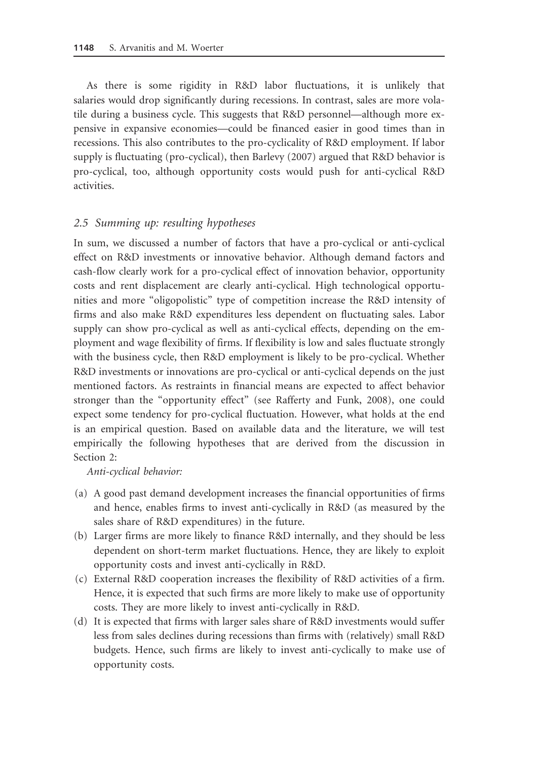As there is some rigidity in R&D labor fluctuations, it is unlikely that salaries would drop significantly during recessions. In contrast, sales are more volatile during a business cycle. This suggests that R&D personnel—although more expensive in expansive economies—could be financed easier in good times than in recessions. This also contributes to the pro-cyclicality of R&D employment. If labor supply is fluctuating (pro-cyclical), then Barlevy (2007) argued that R&D behavior is pro-cyclical, too, although opportunity costs would push for anti-cyclical R&D activities.

### 2.5 Summing up: resulting hypotheses

In sum, we discussed a number of factors that have a pro-cyclical or anti-cyclical effect on R&D investments or innovative behavior. Although demand factors and cash-flow clearly work for a pro-cyclical effect of innovation behavior, opportunity costs and rent displacement are clearly anti-cyclical. High technological opportunities and more "oligopolistic" type of competition increase the R&D intensity of firms and also make R&D expenditures less dependent on fluctuating sales. Labor supply can show pro-cyclical as well as anti-cyclical effects, depending on the employment and wage flexibility of firms. If flexibility is low and sales fluctuate strongly with the business cycle, then R&D employment is likely to be pro-cyclical. Whether R&D investments or innovations are pro-cyclical or anti-cyclical depends on the just mentioned factors. As restraints in financial means are expected to affect behavior stronger than the "opportunity effect" (see Rafferty and Funk, 2008), one could expect some tendency for pro-cyclical fluctuation. However, what holds at the end is an empirical question. Based on available data and the literature, we will test empirically the following hypotheses that are derived from the discussion in Section 2:

*Anti-cyclical behavior:*

(a) A good past demand development increases the financial opportunities of firms and hence, enables firms to invest anti-cyclically in R&D (as measured by the sales share of R&D expenditures) in the future.

(b) Larger firms are more likely to finance R&D internally, and they should be less dependent on short-term market fluctuations. Hence, they are likely to exploit opportunity costs and invest anti-cyclically in R&D.

(c) External R&D cooperation increases the flexibility of R&D activities of a firm. Hence, it is expected that such firms are more likely to make use of opportunity costs. They are more likely to invest anti-cyclically in R&D.

(d) It is expected that firms with larger sales share of R&D investments would suffer less from sales declines during recessions than firms with (relatively) small R&D budgets. Hence, such firms are likely to invest anti-cyclically to make use of opportunity costs.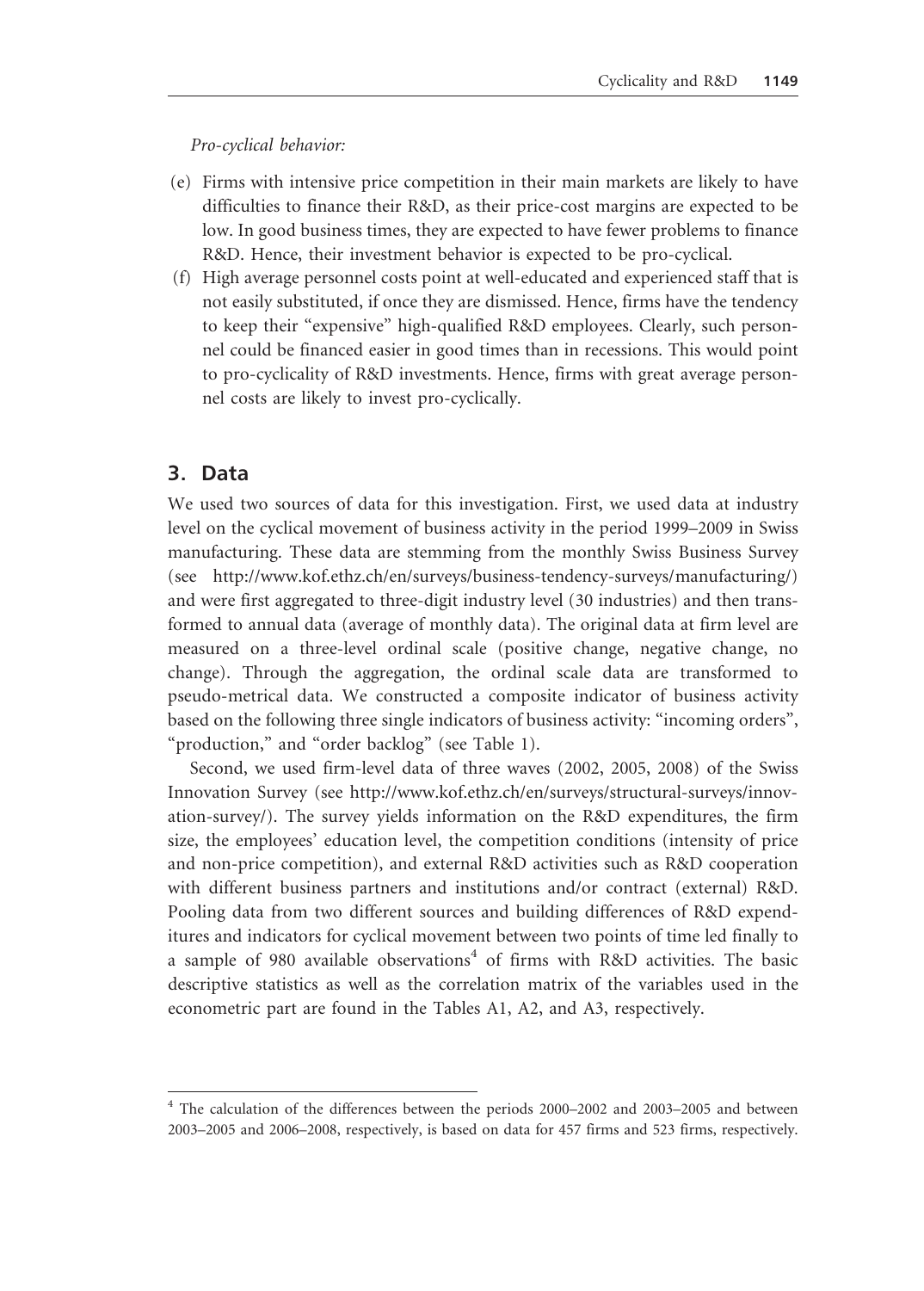*Pro-cyclical behavior:*

(e) Firms with intensive price competition in their main markets are likely to have difficulties to finance their R&D, as their price-cost margins are expected to be low. In good business times, they are expected to have fewer problems to finance R&D. Hence, their investment behavior is expected to be pro-cyclical.

(f) High average personnel costs point at well-educated and experienced staff that is not easily substituted, if once they are dismissed. Hence, firms have the tendency to keep their "expensive" high-qualified R&D employees. Clearly, such personnel could be financed easier in good times than in recessions. This would point to pro-cyclicality of R&D investments. Hence, firms with great average personnel costs are likely to invest pro-cyclically.

## 3. Data

We used two sources of data for this investigation. First, we used data at industry level on the cyclical movement of business activity in the period 1999–2009 in Swiss manufacturing. These data are stemming from the monthly Swiss Business Survey (see http://www.kof.ethz.ch/en/surveys/business-tendency-surveys/manufacturing/) and were first aggregated to three-digit industry level (30 industries) and then transformed to annual data (average of monthly data). The original data at firm level are measured on a three-level ordinal scale (positive change, negative change, no change). Through the aggregation, the ordinal scale data are transformed to pseudo-metrical data. We constructed a composite indicator of business activity based on the following three single indicators of business activity: "incoming orders", "production," and "order backlog" (see Table 1).

Second, we used firm-level data of three waves (2002, 2005, 2008) of the Swiss Innovation Survey (see http://www.kof.ethz.ch/en/surveys/structural-surveys/innovation-survey/). The survey yields information on the R&D expenditures, the firm size, the employees' education level, the competition conditions (intensity of price and non-price competition), and external R&D activities such as R&D cooperation with different business partners and institutions and/or contract (external) R&D. Pooling data from two different sources and building differences of R&D expenditures and indicators for cyclical movement between two points of time led finally to a sample of 980 available observations[4] of firms with R&D activities. The basic descriptive statistics as well as the correlation matrix of the variables used in the econometric part are found in the Tables A1, A2, and A3, respectively.

[4] The calculation of the differences between the periods 2000–2002 and 2003–2005 and between 2003–2005 and 2006–2008, respectively, is based on data for 457 firms and 523 firms, respectively.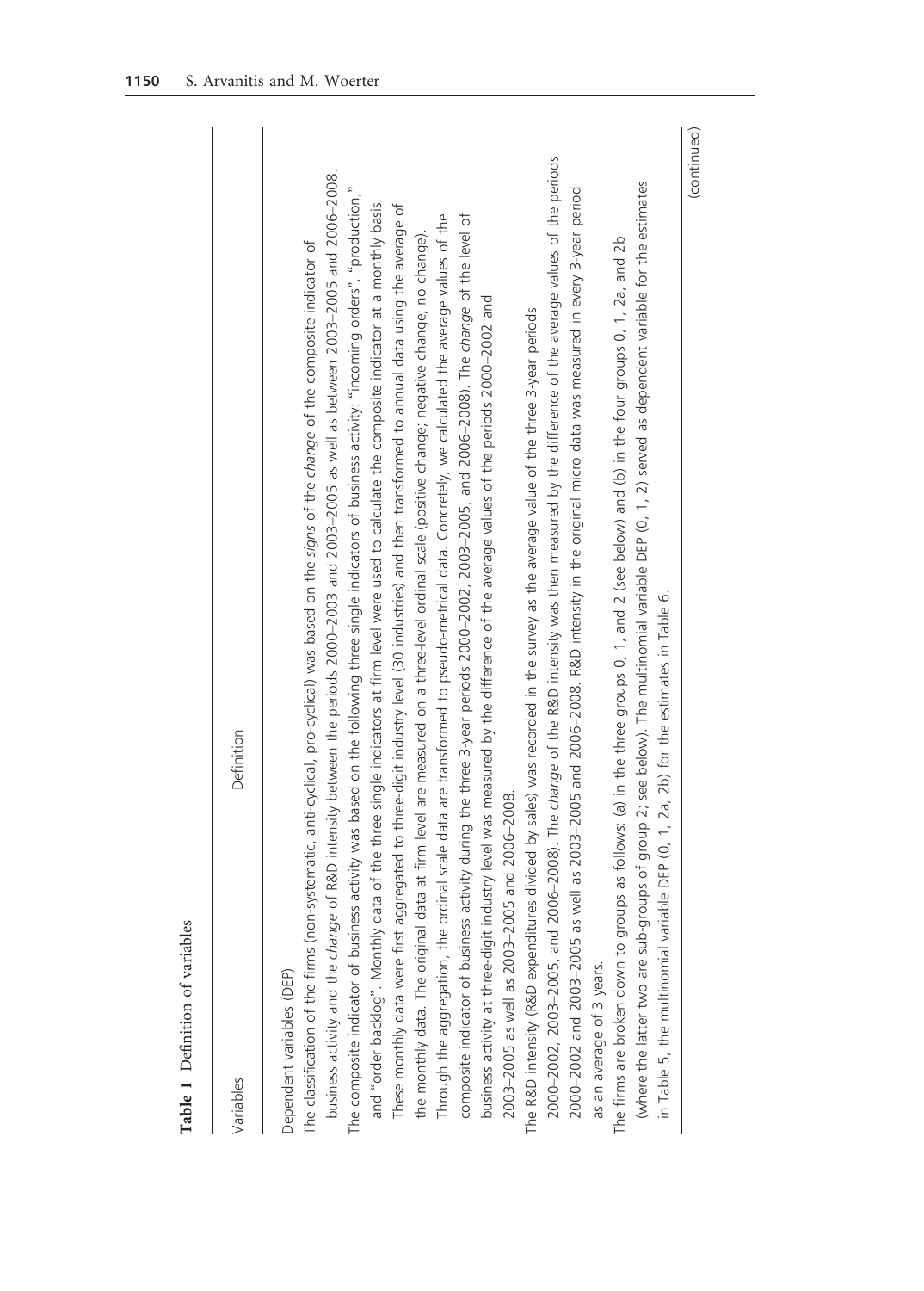**Table 1** Definition of variables

| Variables | Definition |
|---|---|
| Dependent variables (DEP) | |
| The classification of the firms (non-systematic, anti-cyclical, pro-cyclical) was based on the *signs* of the *change* of the composite indicator of business activity and the *change* of R&D intensity between the periods 2000–2003 and 2003–2005 as well as between 2003–2005 and 2006–2008. | |
| The composite indicator of business activity was based on the following three single indicators of business activity: "incoming orders", "production," and "order backlog". Monthly data of the three single indicators at firm level were used to calculate the composite indicator at a monthly basis. These monthly data were first aggregated to three-digit industry level (30 industries) and then transformed to annual data using the average of the monthly data. The original data at firm level are measured on a three-level ordinal scale (positive change; negative change; no change). Through the aggregation, the ordinal scale data are transformed to pseudo-metrical data. Concretely, we calculated the average values of the composite indicator of business activity during the three 3-year periods 2000–2002, 2003–2005, and 2006–2008). The *change* of the level of business activity at three-digit industry level was measured by the difference of the average values of the periods 2000–2002 and 2003–2005 as well as 2003–2005 and 2006–2008. | |
| The R&D intensity (R&D expenditures divided by sales) was recorded in the survey as the average value of the three 3-year periods 2000–2002, 2003–2005, and 2006–2008). The *change* of the R&D intensity was then measured by the difference of the average values of the periods 2000–2002 and 2003–2005 as well as 2003–2005 and 2006–2008. R&D intensity in the original micro data was measured in every 3-year period as an average of 3 years. | |
| The firms are broken down to groups as follows: (a) in the three groups 0, 1, and 2 (see below) and (b) in the four groups 0, 1, 2a, and 2b (where the latter two are sub-groups of group 2; see below). The multinomial variable DEP (0, 1, 2) served as dependent variable for the estimates in Table 5, the multinomial variable DEP (0, 1, 2a, 2b) for the estimates in Table 6. | |

(continued)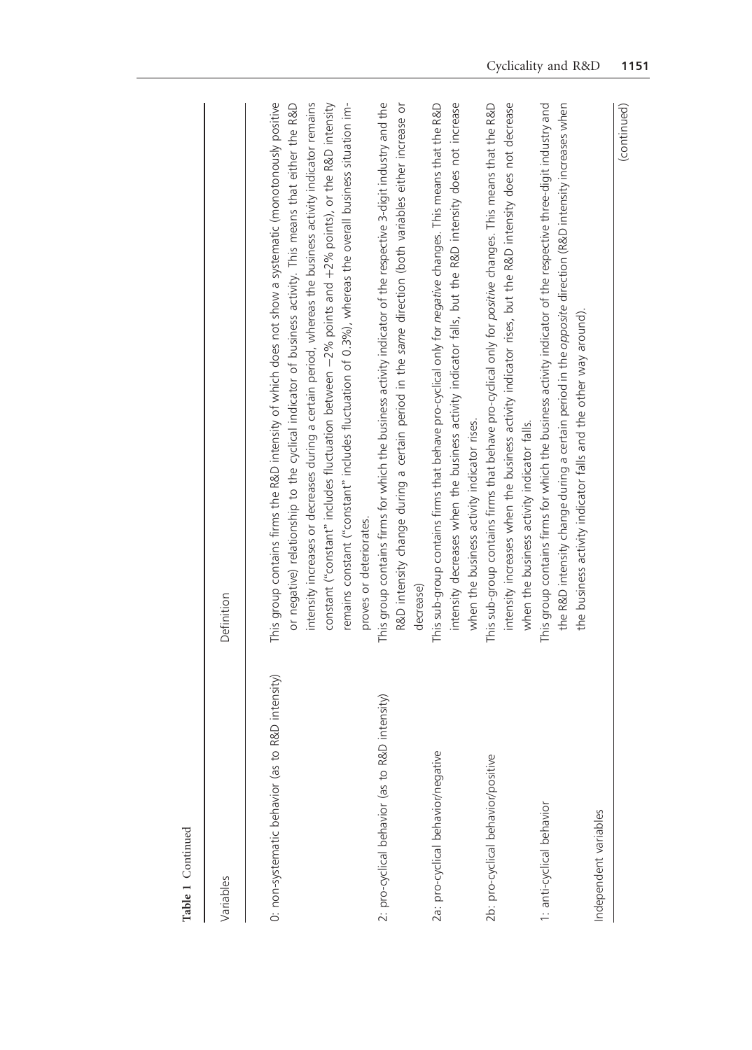**Table 1** Continued

| Variables | Definition |
| --- | --- |
| 0: non-systematic behavior (as to R&D intensity) | This group contains firms the R&D intensity of which does not show a systematic (monotonously positive or negative) relationship to the cyclical indicator of business activity. This means that either the R&D intensity increases or decreases during a certain period, whereas the business activity indicator remains constant ("constant" includes fluctuation between −2% points and +2% points), or the R&D intensity remains constant ("constant" includes fluctuation of 0.3%), whereas the overall business situation improves or deteriorates. |
| 2: pro-cyclical behavior (as to R&D intensity) | This group contains firms for which the business activity indicator of the respective 3-digit industry and the R&D intensity change during a certain period in the *same* direction (both variables either increase or decrease) |
| 2a: pro-cyclical behavior/negative | This sub-group contains firms that behave pro-cyclical only for *negative* changes. This means that the R&D intensity decreases when the business activity indicator falls, but the R&D intensity does not increase when the business activity indicator rises. |
| 2b: pro-cyclical behavior/positive | This sub-group contains firms that behave pro-cyclical only for *positive* changes. This means that the R&D intensity increases when the business activity indicator rises, but the R&D intensity does not decrease when the business activity indicator falls. |
| 1: anti-cyclical behavior | This group contains firms for which the business activity indicator of the respective three-digit industry and the R&D intensity change during a certain period in the *opposite* direction (R&D intensity increases when the business activity indicator falls and the other way around). |
| Independent variables | |

(continued)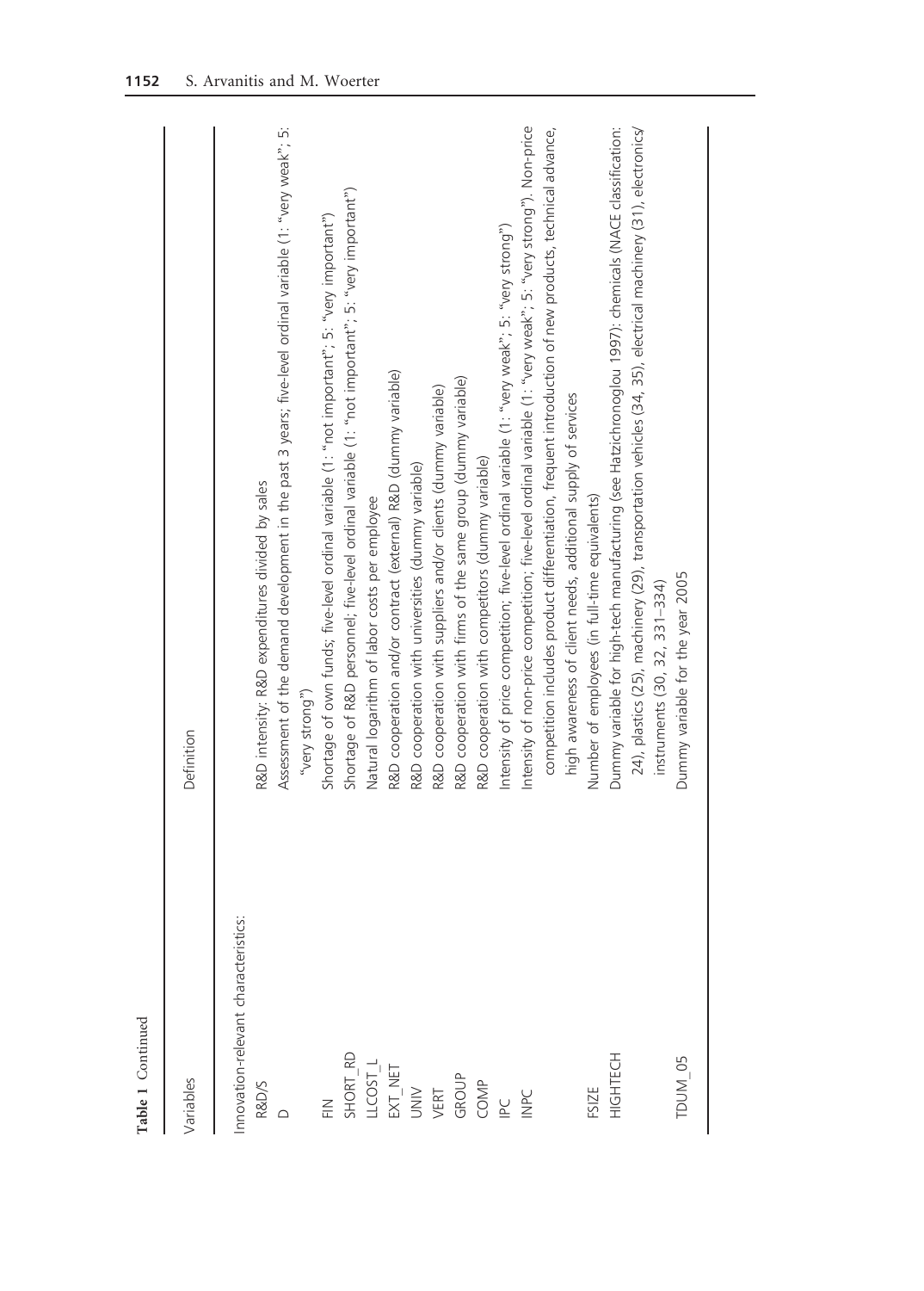**Table 1** Continued

| Variables | Definition |
|---|---|
| Innovation-relevant characteristics: | |
| R&D/S | R&D intensity: R&D expenditures divided by sales |
| D | Assessment of the demand development in the past 3 years; five-level ordinal variable (1: "very weak"; 5: "very strong") |
| FIN | Shortage of own funds; five-level ordinal variable (1: "not important"; 5: "very important") |
| SHORT_RD | Shortage of R&D personnel; five-level ordinal variable (1: "not important"; 5: "very important") |
| LLCOST_L | Natural logarithm of labor costs per employee |
| EXT_NET | R&D cooperation and/or contract (external) R&D (dummy variable) |
| UNIV | R&D cooperation with universities (dummy variable) |
| VERT | R&D cooperation with suppliers and/or clients (dummy variable) |
| GROUP | R&D cooperation with firms of the same group (dummy variable) |
| COMP | R&D cooperation with competitors (dummy variable) |
| IPC | Intensity of price competition; five-level ordinal variable (1: "very weak"; 5: "very strong") |
| INPC | Intensity of non-price competition; five-level ordinal variable (1: "very weak"; 5: "very strong"). Non-price competition includes product differentiation, frequent introduction of new products, technical advance, high awareness of client needs, additional supply of services |
| FSIZE | Number of employees (in full-time equivalents) |
| HIGHTECH | Dummy variable for high-tech manufacturing (see Hatzichronoglou 1997): chemicals (NACE classification: 24), plastics (25), machinery (29), transportation vehicles (34, 35), electrical machinery (31), electronics/instruments (30, 32, 331–334) |
| TDUM_05 | Dummy variable for the year 2005 |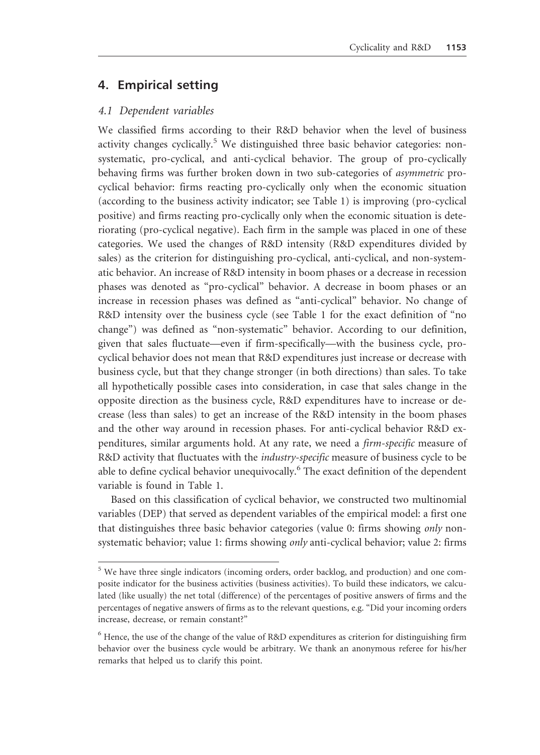## 4. Empirical setting

### 4.1 Dependent variables

We classified firms according to their R&D behavior when the level of business activity changes cyclically.[5] We distinguished three basic behavior categories: non-systematic, pro-cyclical, and anti-cyclical behavior. The group of pro-cyclically behaving firms was further broken down in two sub-categories of *asymmetric* pro-cyclical behavior: firms reacting pro-cyclically only when the economic situation (according to the business activity indicator; see Table 1) is improving (pro-cyclical positive) and firms reacting pro-cyclically only when the economic situation is deteriorating (pro-cyclical negative). Each firm in the sample was placed in one of these categories. We used the changes of R&D intensity (R&D expenditures divided by sales) as the criterion for distinguishing pro-cyclical, anti-cyclical, and non-systematic behavior. An increase of R&D intensity in boom phases or a decrease in recession phases was denoted as "pro-cyclical" behavior. A decrease in boom phases or an increase in recession phases was defined as "anti-cyclical" behavior. No change of R&D intensity over the business cycle (see Table 1 for the exact definition of "no change") was defined as "non-systematic" behavior. According to our definition, given that sales fluctuate—even if firm-specifically—with the business cycle, pro-cyclical behavior does not mean that R&D expenditures just increase or decrease with business cycle, but that they change stronger (in both directions) than sales. To take all hypothetically possible cases into consideration, in case that sales change in the opposite direction as the business cycle, R&D expenditures have to increase or decrease (less than sales) to get an increase of the R&D intensity in the boom phases and the other way around in recession phases. For anti-cyclical behavior R&D expenditures, similar arguments hold. At any rate, we need a *firm-specific* measure of R&D activity that fluctuates with the *industry-specific* measure of business cycle to be able to define cyclical behavior unequivocally.[6] The exact definition of the dependent variable is found in Table 1.

Based on this classification of cyclical behavior, we constructed two multinomial variables (DEP) that served as dependent variables of the empirical model: a first one that distinguishes three basic behavior categories (value 0: firms showing *only* non-systematic behavior; value 1: firms showing *only* anti-cyclical behavior; value 2: firms

---

[5] We have three single indicators (incoming orders, order backlog, and production) and one composite indicator for the business activities (business activities). To build these indicators, we calculated (like usually) the net total (difference) of the percentages of positive answers of firms and the percentages of negative answers of firms as to the relevant questions, e.g. "Did your incoming orders increase, decrease, or remain constant?"

[6] Hence, the use of the change of the value of R&D expenditures as criterion for distinguishing firm behavior over the business cycle would be arbitrary. We thank an anonymous referee for his/her remarks that helped us to clarify this point.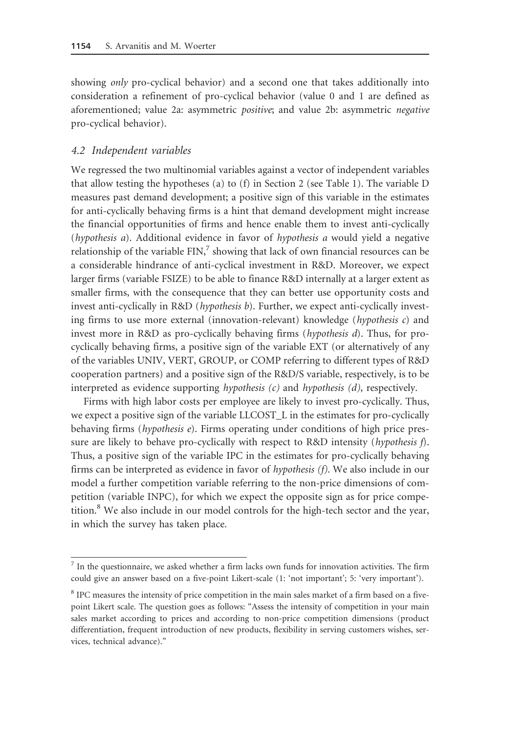showing *only* pro-cyclical behavior) and a second one that takes additionally into consideration a refinement of pro-cyclical behavior (value 0 and 1 are defined as aforementioned; value 2a: asymmetric *positive*; and value 2b: asymmetric *negative* pro-cyclical behavior).

### 4.2 Independent variables

We regressed the two multinomial variables against a vector of independent variables that allow testing the hypotheses (a) to (f) in Section 2 (see Table 1). The variable D measures past demand development; a positive sign of this variable in the estimates for anti-cyclically behaving firms is a hint that demand development might increase the financial opportunities of firms and hence enable them to invest anti-cyclically (*hypothesis a*). Additional evidence in favor of *hypothesis a* would yield a negative relationship of the variable FIN,[7] showing that lack of own financial resources can be a considerable hindrance of anti-cyclical investment in R&D. Moreover, we expect larger firms (variable FSIZE) to be able to finance R&D internally at a larger extent as smaller firms, with the consequence that they can better use opportunity costs and invest anti-cyclically in R&D (*hypothesis b*). Further, we expect anti-cyclically investing firms to use more external (innovation-relevant) knowledge (*hypothesis c*) and invest more in R&D as pro-cyclically behaving firms (*hypothesis d*). Thus, for pro-cyclically behaving firms, a positive sign of the variable EXT (or alternatively of any of the variables UNIV, VERT, GROUP, or COMP referring to different types of R&D cooperation partners) and a positive sign of the R&D/S variable, respectively, is to be interpreted as evidence supporting *hypothesis (c)* and *hypothesis (d)*, respectively.

Firms with high labor costs per employee are likely to invest pro-cyclically. Thus, we expect a positive sign of the variable LLCOST_L in the estimates for pro-cyclically behaving firms (*hypothesis e*). Firms operating under conditions of high price pressure are likely to behave pro-cyclically with respect to R&D intensity (*hypothesis f*). Thus, a positive sign of the variable IPC in the estimates for pro-cyclically behaving firms can be interpreted as evidence in favor of *hypothesis (f)*. We also include in our model a further competition variable referring to the non-price dimensions of competition (variable INPC), for which we expect the opposite sign as for price competition.[8] We also include in our model controls for the high-tech sector and the year, in which the survey has taken place.

---

[7] In the questionnaire, we asked whether a firm lacks own funds for innovation activities. The firm could give an answer based on a five-point Likert-scale (1: 'not important'; 5: 'very important').

[8] IPC measures the intensity of price competition in the main sales market of a firm based on a five-point Likert scale. The question goes as follows: "Assess the intensity of competition in your main sales market according to prices and according to non-price competition dimensions (product differentiation, frequent introduction of new products, flexibility in serving customers wishes, services, technical advance)."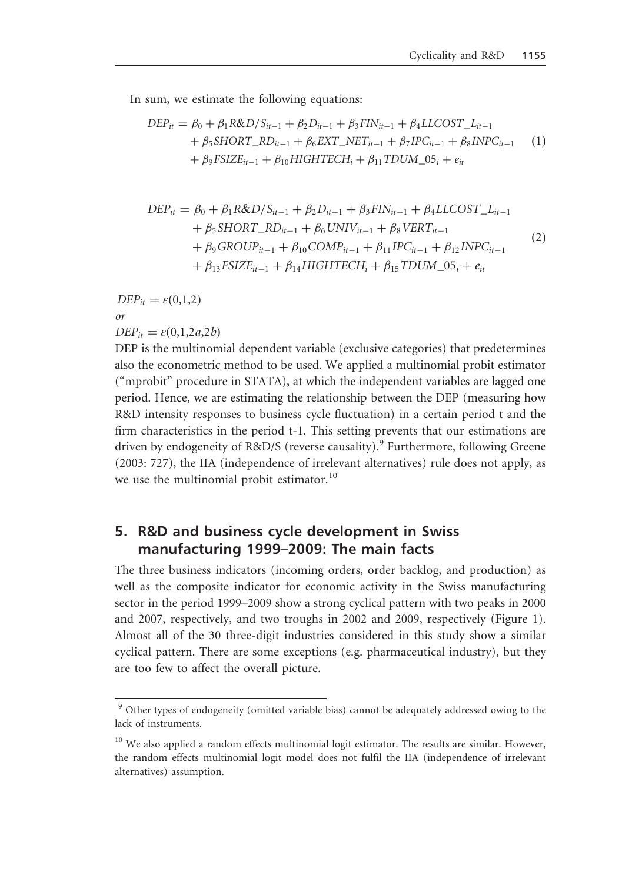In sum, we estimate the following equations:

$$
\begin{aligned}
DEP_{it} = {} & \beta_0 + \beta_1 R\&D/S_{it-1} + \beta_2 D_{it-1} + \beta_3 FIN_{it-1} + \beta_4 LLCOST\_L_{it-1} \\
& + \beta_5 SHORT\_RD_{it-1} + \beta_6 EXT\_NET_{it-1} + \beta_7 IPC_{it-1} + \beta_8 INPC_{it-1} \\
& + \beta_9 FSIZE_{it-1} + \beta_{10} HIGHTECH_i + \beta_{11} TDUM\_05_i + e_{it}
\end{aligned} \tag{1}
$$

$$
\begin{aligned}
DEP_{it} = {} & \beta_0 + \beta_1 R\&D/S_{it-1} + \beta_2 D_{it-1} + \beta_3 FIN_{it-1} + \beta_4 LLCOST\_L_{it-1} \\
& + \beta_5 SHORT\_RD_{it-1} + \beta_6 UNIV_{it-1} + \beta_8 VERT_{it-1} \\
& + \beta_9 GROUP_{it-1} + \beta_{10} COMP_{it-1} + \beta_{11} IPC_{it-1} + \beta_{12} INPC_{it-1} \\
& + \beta_{13} FSIZE_{it-1} + \beta_{14} HIGHTECH_i + \beta_{15} TDUM\_05_i + e_{it}
\end{aligned} \tag{2}
$$

$DEP_{it} = \varepsilon(0{,}1{,}2)$

*or*

$DEP_{it} = \varepsilon(0{,}1{,}2a{,}2b)$

DEP is the multinomial dependent variable (exclusive categories) that predetermines also the econometric method to be used. We applied a multinomial probit estimator ("mprobit" procedure in STATA), at which the independent variables are lagged one period. Hence, we are estimating the relationship between the DEP (measuring how R&D intensity responses to business cycle fluctuation) in a certain period t and the firm characteristics in the period t-1. This setting prevents that our estimations are driven by endogeneity of R&D/S (reverse causality).[9] Furthermore, following Greene (2003: 727), the IIA (independence of irrelevant alternatives) rule does not apply, as we use the multinomial probit estimator.[10]

## 5. R&D and business cycle development in Swiss manufacturing 1999–2009: The main facts

The three business indicators (incoming orders, order backlog, and production) as well as the composite indicator for economic activity in the Swiss manufacturing sector in the period 1999–2009 show a strong cyclical pattern with two peaks in 2000 and 2007, respectively, and two troughs in 2002 and 2009, respectively (Figure 1). Almost all of the 30 three-digit industries considered in this study show a similar cyclical pattern. There are some exceptions (e.g. pharmaceutical industry), but they are too few to affect the overall picture.

---

[9] Other types of endogeneity (omitted variable bias) cannot be adequately addressed owing to the lack of instruments.

[10] We also applied a random effects multinomial logit estimator. The results are similar. However, the random effects multinomial logit model does not fulfil the IIA (independence of irrelevant alternatives) assumption.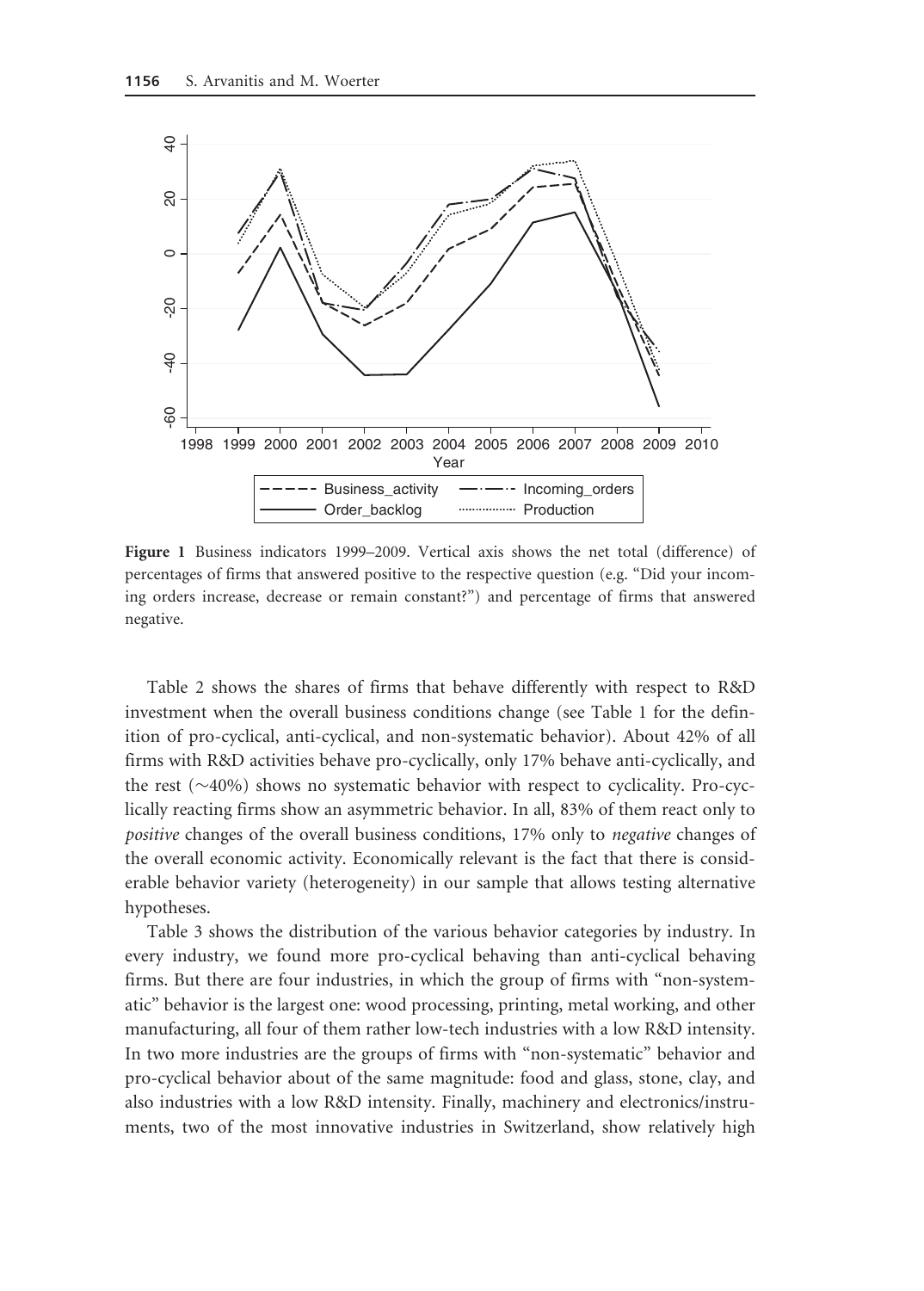**Figure 1** Business indicators 1999–2009. Vertical axis shows the net total (difference) of percentages of firms that answered positive to the respective question (e.g. "Did your incoming orders increase, decrease or remain constant?") and percentage of firms that answered negative.

Table 2 shows the shares of firms that behave differently with respect to R&D investment when the overall business conditions change (see Table 1 for the definition of pro-cyclical, anti-cyclical, and non-systematic behavior). About 42% of all firms with R&D activities behave pro-cyclically, only 17% behave anti-cyclically, and the rest (∼40%) shows no systematic behavior with respect to cyclicality. Pro-cyclically reacting firms show an asymmetric behavior. In all, 83% of them react only to *positive* changes of the overall business conditions, 17% only to *negative* changes of the overall economic activity. Economically relevant is the fact that there is considerable behavior variety (heterogeneity) in our sample that allows testing alternative hypotheses.

Table 3 shows the distribution of the various behavior categories by industry. In every industry, we found more pro-cyclical behaving than anti-cyclical behaving firms. But there are four industries, in which the group of firms with "non-systematic" behavior is the largest one: wood processing, printing, metal working, and other manufacturing, all four of them rather low-tech industries with a low R&D intensity. In two more industries are the groups of firms with "non-systematic" behavior and pro-cyclical behavior about of the same magnitude: food and glass, stone, clay, and also industries with a low R&D intensity. Finally, machinery and electronics/instruments, two of the most innovative industries in Switzerland, show relatively high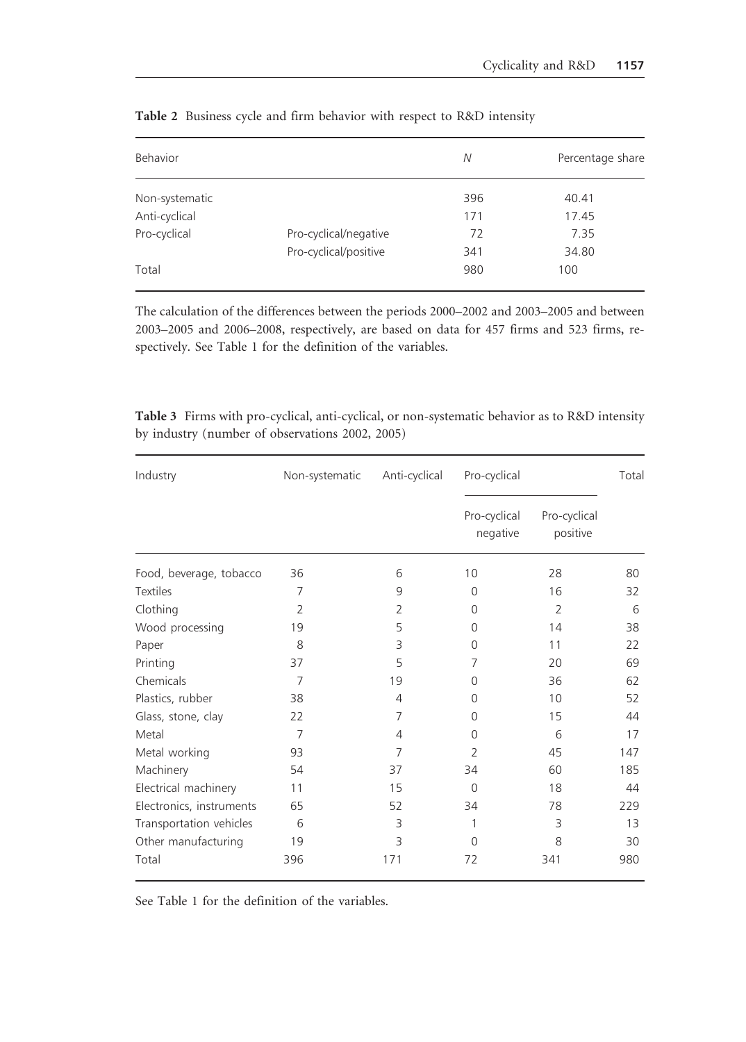**Table 2** Business cycle and firm behavior with respect to R&D intensity

| Behavior | | N | Percentage share |
|---|---|---|---|
| Non-systematic | | 396 | 40.41 |
| Anti-cyclical | | 171 | 17.45 |
| Pro-cyclical | Pro-cyclical/negative | 72 | 7.35 |
| | Pro-cyclical/positive | 341 | 34.80 |
| Total | | 980 | 100 |

The calculation of the differences between the periods 2000–2002 and 2003–2005 and between 2003–2005 and 2006–2008, respectively, are based on data for 457 firms and 523 firms, respectively. See Table 1 for the definition of the variables.

**Table 3** Firms with pro-cyclical, anti-cyclical, or non-systematic behavior as to R&D intensity by industry (number of observations 2002, 2005)

| Industry | Non-systematic | Anti-cyclical | Pro-cyclical | | Total |
|---|---|---|---|---|---|
| | | | Pro-cyclical negative | Pro-cyclical positive | |
| Food, beverage, tobacco | 36 | 6 | 10 | 28 | 80 |
| Textiles | 7 | 9 | 0 | 16 | 32 |
| Clothing | 2 | 2 | 0 | 2 | 6 |
| Wood processing | 19 | 5 | 0 | 14 | 38 |
| Paper | 8 | 3 | 0 | 11 | 22 |
| Printing | 37 | 5 | 7 | 20 | 69 |
| Chemicals | 7 | 19 | 0 | 36 | 62 |
| Plastics, rubber | 38 | 4 | 0 | 10 | 52 |
| Glass, stone, clay | 22 | 7 | 0 | 15 | 44 |
| Metal | 7 | 4 | 0 | 6 | 17 |
| Metal working | 93 | 7 | 2 | 45 | 147 |
| Machinery | 54 | 37 | 34 | 60 | 185 |
| Electrical machinery | 11 | 15 | 0 | 18 | 44 |
| Electronics, instruments | 65 | 52 | 34 | 78 | 229 |
| Transportation vehicles | 6 | 3 | 1 | 3 | 13 |
| Other manufacturing | 19 | 3 | 0 | 8 | 30 |
| Total | 396 | 171 | 72 | 341 | 980 |

See Table 1 for the definition of the variables.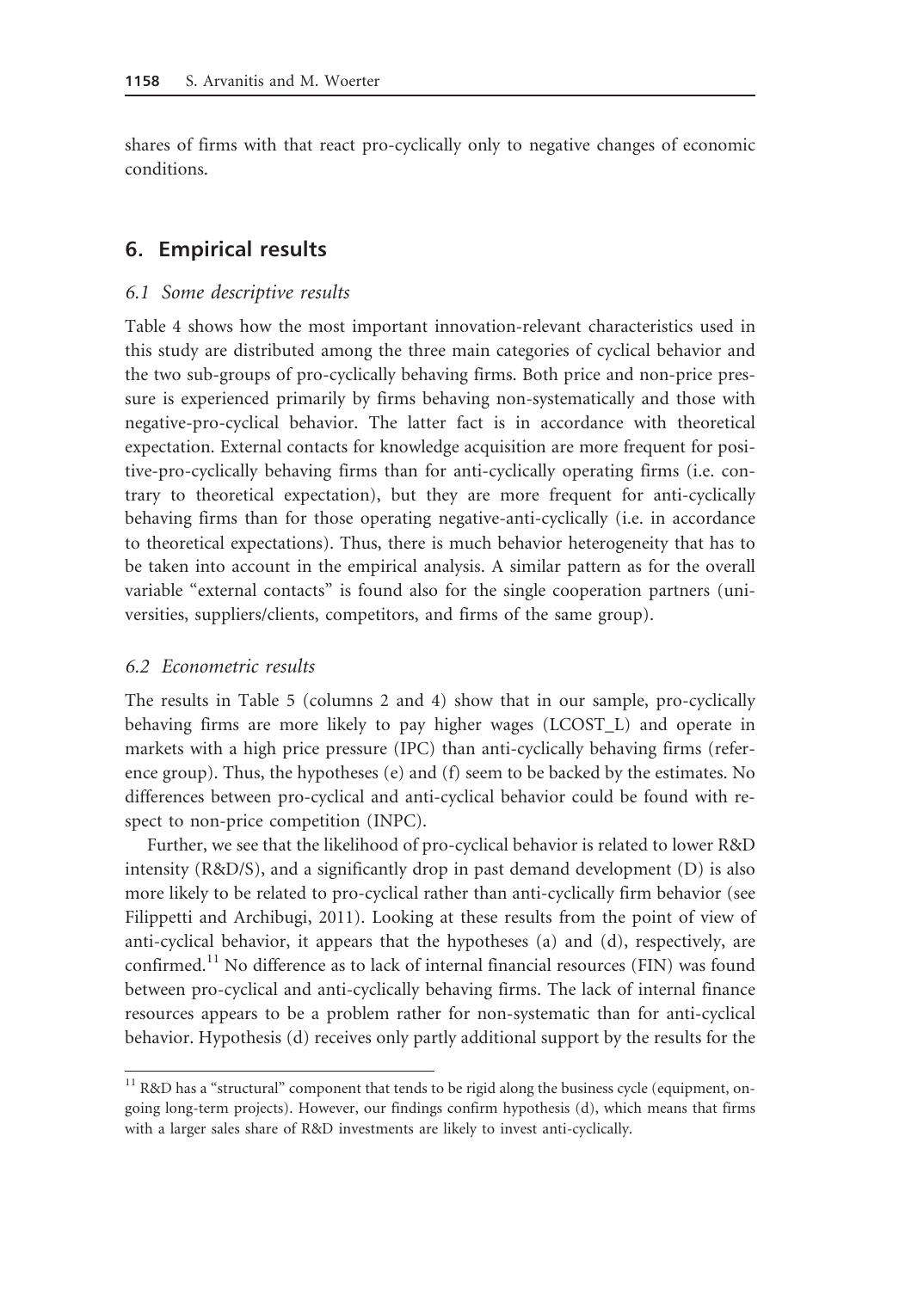shares of firms with that react pro-cyclically only to negative changes of economic conditions.

## 6. Empirical results

### 6.1 Some descriptive results

Table 4 shows how the most important innovation-relevant characteristics used in this study are distributed among the three main categories of cyclical behavior and the two sub-groups of pro-cyclically behaving firms. Both price and non-price pressure is experienced primarily by firms behaving non-systematically and those with negative-pro-cyclical behavior. The latter fact is in accordance with theoretical expectation. External contacts for knowledge acquisition are more frequent for positive-pro-cyclically behaving firms than for anti-cyclically operating firms (i.e. contrary to theoretical expectation), but they are more frequent for anti-cyclically behaving firms than for those operating negative-anti-cyclically (i.e. in accordance to theoretical expectations). Thus, there is much behavior heterogeneity that has to be taken into account in the empirical analysis. A similar pattern as for the overall variable "external contacts" is found also for the single cooperation partners (universities, suppliers/clients, competitors, and firms of the same group).

### 6.2 Econometric results

The results in Table 5 (columns 2 and 4) show that in our sample, pro-cyclically behaving firms are more likely to pay higher wages (LCOST_L) and operate in markets with a high price pressure (IPC) than anti-cyclically behaving firms (reference group). Thus, the hypotheses (e) and (f) seem to be backed by the estimates. No differences between pro-cyclical and anti-cyclical behavior could be found with respect to non-price competition (INPC).

Further, we see that the likelihood of pro-cyclical behavior is related to lower R&D intensity (R&D/S), and a significantly drop in past demand development (D) is also more likely to be related to pro-cyclical rather than anti-cyclically firm behavior (see Filippetti and Archibugi, 2011). Looking at these results from the point of view of anti-cyclical behavior, it appears that the hypotheses (a) and (d), respectively, are confirmed.[11] No difference as to lack of internal financial resources (FIN) was found between pro-cyclical and anti-cyclically behaving firms. The lack of internal finance resources appears to be a problem rather for non-systematic than for anti-cyclical behavior. Hypothesis (d) receives only partly additional support by the results for the

[11] R&D has a "structural" component that tends to be rigid along the business cycle (equipment, ongoing long-term projects). However, our findings confirm hypothesis (d), which means that firms with a larger sales share of R&D investments are likely to invest anti-cyclically.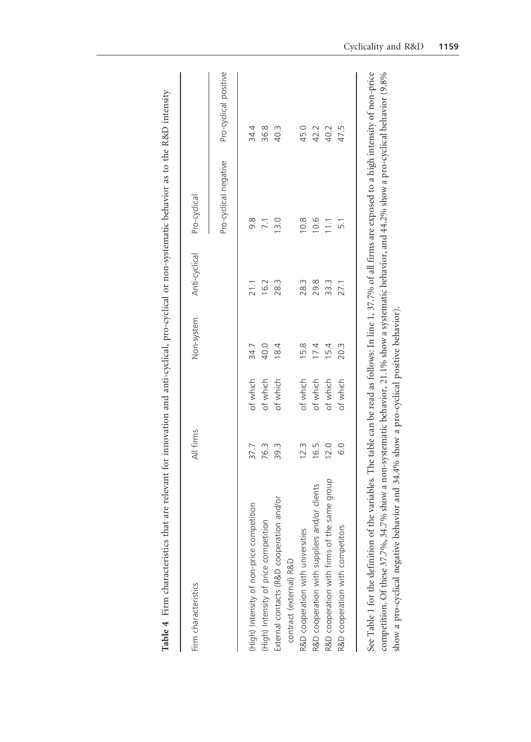**Table 4** Firm characteristics that are relevant for innovation and anti-cyclical, pro-cyclical or non-systematic behavior as to the R&D intensity

| Firm characteristics | All firms | | Non-system. | Anti-cyclical | Pro-cyclical | |
|---|---|---|---|---|---|---|
| | | | | | Pro-cyclical negative | Pro-cyclical positive |
| (High) Intensity of non-price competition | 37.7 | of which | 34.7 | 21.1 | 9.8 | 34.4 |
| (High) Intensity of price competition | 76.3 | of which | 40.0 | 16.2 | 7.1 | 36.8 |
| External contacts (R&D cooperation and/or contract (external) R&D | 39.3 | of which | 18.4 | 28.3 | 13.0 | 40.3 |
| R&D cooperation with universities | 12.3 | of which | 15.8 | 28.3 | 10.8 | 45.0 |
| R&D cooperation with suppliers and/or clients | 16.5 | of which | 17.4 | 29.8 | 10.6 | 42.2 |
| R&D cooperation with firms of the same group | 12.0 | of which | 15.4 | 33.3 | 11.1 | 40.2 |
| R&D cooperation with competitors | 6.0 | of which | 20.3 | 27.1 | 5.1 | 47.5 |

See Table 1 for the definition of the variables. The table can be read as follows: In line 1, 37.7% of all firms are exposed to a high intensity of non-price competition. Of these 37.7%, 34.7% show a non-systematic behavior, 21.1% show a systematic behavior, and 44.2% show a pro-cyclical behavior (9.8% show a pro-cyclical negative behavior and 34.4% show a pro-cyclical positive behavior).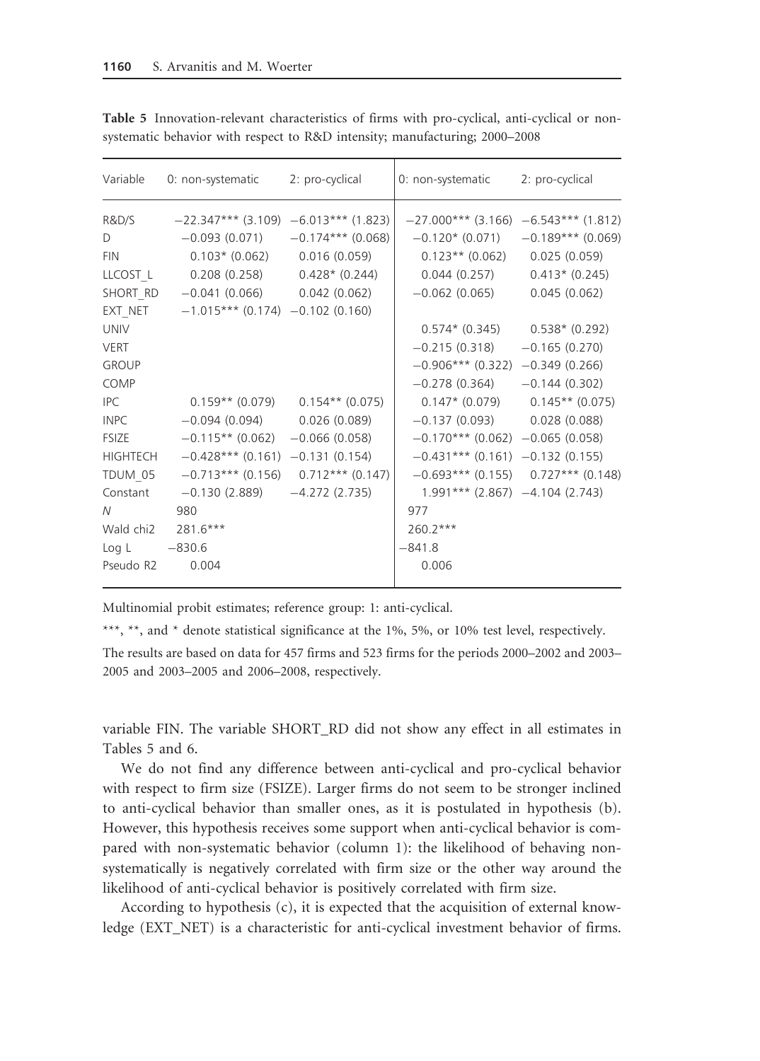**Table 5** Innovation-relevant characteristics of firms with pro-cyclical, anti-cyclical or non-systematic behavior with respect to R&D intensity; manufacturing; 2000–2008

| Variable | 0: non-systematic | 2: pro-cyclical | 0: non-systematic | 2: pro-cyclical |
|---|---|---|---|---|
| R&D/S | −22.347*** (3.109) | −6.013*** (1.823) | −27.000*** (3.166) | −6.543*** (1.812) |
| D | −0.093 (0.071) | −0.174*** (0.068) | −0.120* (0.071) | −0.189*** (0.069) |
| FIN | 0.103* (0.062) | 0.016 (0.059) | 0.123** (0.062) | 0.025 (0.059) |
| LLCOST_L | 0.208 (0.258) | 0.428* (0.244) | 0.044 (0.257) | 0.413* (0.245) |
| SHORT_RD | −0.041 (0.066) | 0.042 (0.062) | −0.062 (0.065) | 0.045 (0.062) |
| EXT_NET | −1.015*** (0.174) | −0.102 (0.160) | | |
| UNIV | | | 0.574* (0.345) | 0.538* (0.292) |
| VERT | | | −0.215 (0.318) | −0.165 (0.270) |
| GROUP | | | −0.906*** (0.322) | −0.349 (0.266) |
| COMP | | | −0.278 (0.364) | −0.144 (0.302) |
| IPC | 0.159** (0.079) | 0.154** (0.075) | 0.147* (0.079) | 0.145** (0.075) |
| INPC | −0.094 (0.094) | 0.026 (0.089) | −0.137 (0.093) | 0.028 (0.088) |
| FSIZE | −0.115** (0.062) | −0.066 (0.058) | −0.170*** (0.062) | −0.065 (0.058) |
| HIGHTECH | −0.428*** (0.161) | −0.131 (0.154) | −0.431*** (0.161) | −0.132 (0.155) |
| TDUM_05 | −0.713*** (0.156) | 0.712*** (0.147) | −0.693*** (0.155) | 0.727*** (0.148) |
| Constant | −0.130 (2.889) | −4.272 (2.735) | 1.991*** (2.867) | −4.104 (2.743) |
| $N$ | 980 | | 977 | |
| Wald chi2 | 281.6*** | | 260.2*** | |
| Log L | −830.6 | | −841.8 | |
| Pseudo R2 | 0.004 | | 0.006 | |

Multinomial probit estimates; reference group: 1: anti-cyclical.

***, **, and * denote statistical significance at the 1%, 5%, or 10% test level, respectively.

The results are based on data for 457 firms and 523 firms for the periods 2000–2002 and 2003–2005 and 2003–2005 and 2006–2008, respectively.

variable FIN. The variable SHORT_RD did not show any effect in all estimates in Tables 5 and 6.

We do not find any difference between anti-cyclical and pro-cyclical behavior with respect to firm size (FSIZE). Larger firms do not seem to be stronger inclined to anti-cyclical behavior than smaller ones, as it is postulated in hypothesis (b). However, this hypothesis receives some support when anti-cyclical behavior is compared with non-systematic behavior (column 1): the likelihood of behaving non-systematically is negatively correlated with firm size or the other way around the likelihood of anti-cyclical behavior is positively correlated with firm size.

According to hypothesis (c), it is expected that the acquisition of external knowledge (EXT_NET) is a characteristic for anti-cyclical investment behavior of firms.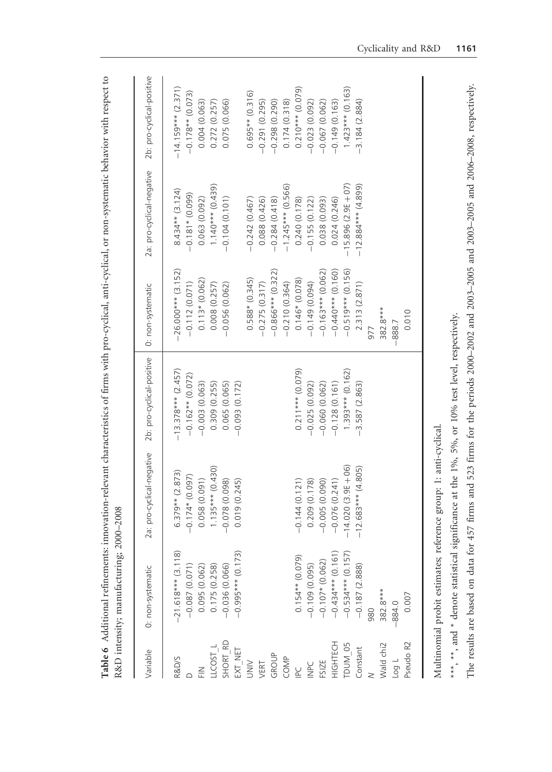**Table 6** Additional refinements: innovation-relevant characteristics of firms with pro-cyclical, anti-cyclical, or non-systematic behavior with respect to R&D intensity; manufacturing; 2000–2008

| Variable | 0: non-systematic | 2a: pro-cyclical-negative | 2b: pro-cyclical-positive | 0: non-systematic | 2a: pro-cyclical-negative | 2b: pro-cyclical-positive |
|---|---|---|---|---|---|---|
| R&D/S | −21.618*** (3.118) | 6.379** (2.873) | −13.378*** (2.457) | −26.000*** (3.152) | 8.434** (3.124) | −14.159*** (2.371) |
| D | −0.087 (0.071) | −0.174* (0.097) | −0.162** (0.072) | −0.112 (0.071) | −0.181* (0.099) | −0.178** (0.073) |
| FIN | 0.095 (0.062) | 0.058 (0.091) | −0.003 (0.063) | 0.113* (0.062) | 0.063 (0.092) | 0.004 (0.063) |
| LLCOST_L | 0.175 (0.258) | 1.135*** (0.430) | 0.309 (0.255) | 0.008 (0.257) | 1.140*** (0.439) | 0.272 (0.257) |
| SHORT_RD | −0.036 (0.066) | −0.078 (0.098) | 0.065 (0.065) | −0.056 (0.062) | −0.104 (0.101) | 0.075 (0.066) |
| EXT_NET | −0.995*** (0.173) | 0.019 (0.245) | −0.093 (0.172) | | | |
| UNIV | | | | 0.588* (0.345) | −0.242 (0.467) | 0.695** (0.316) |
| VERT | | | | −0.275 (0.317) | 0.088 (0.426) | −0.291 (0.295) |
| GROUP | | | | −0.866*** (0.322) | −0.284 (0.418) | −0.298 (0.290) |
| COMP | | | | −0.210 (0.364) | −1.245*** (0.566) | 0.174 (0.318) |
| IPC | 0.154** (0.079) | −0.144 (0.121) | 0.211*** (0.079) | 0.146* (0.078) | 0.240 (0.178) | 0.210*** (0.079) |
| INPC | −0.109 (0.095) | 0.209 (0.178) | −0.025 (0.092) | −0.149 (0.094) | −0.155 (0.122) | −0.023 (0.092) |
| FSIZE | −0.107* (0.062) | −0.005 (0.090) | −0.060 (0.062) | −0.163*** (0.062) | 0.038 (0.093) | −0.067 (0.062) |
| HIGHTECH | −0.434*** (0.161) | −0.076 (0.241) | −0.128 (0.161) | −0.440*** (0.160) | 0.024 (0.246) | −0.149 (0.163) |
| TDUM_05 | −0.534*** (0.157) | −14.020 (3.9E+06) | 1.393*** (0.162) | −0.519*** (0.156) | −15.896 (2.9E+07) | 1.423*** (0.163) |
| Constant | −0.187 (2.888) | −12.683*** (4.805) | −3.587 (2.863) | 2.313 (2.871) | −12.884*** (4.899) | −3.184 (2.884) |
| N | 980 | | | 977 | | |
| Wald chi2 | 382.8*** | | | 382.8*** | | |
| Log L | −884.0 | | | −888.7 | | |
| Pseudo R2 | 0.007 | | | 0.010 | | |

Multinomial probit estimates; reference group: 1: anti-cyclical.

***, **, and * denote statistical significance at the 1%, 5%, or 10% test level, respectively.

The results are based on data for 457 firms and 523 firms for the periods 2000–2002 and 2003–2005 and 2003–2005 and 2006–2008, respectively.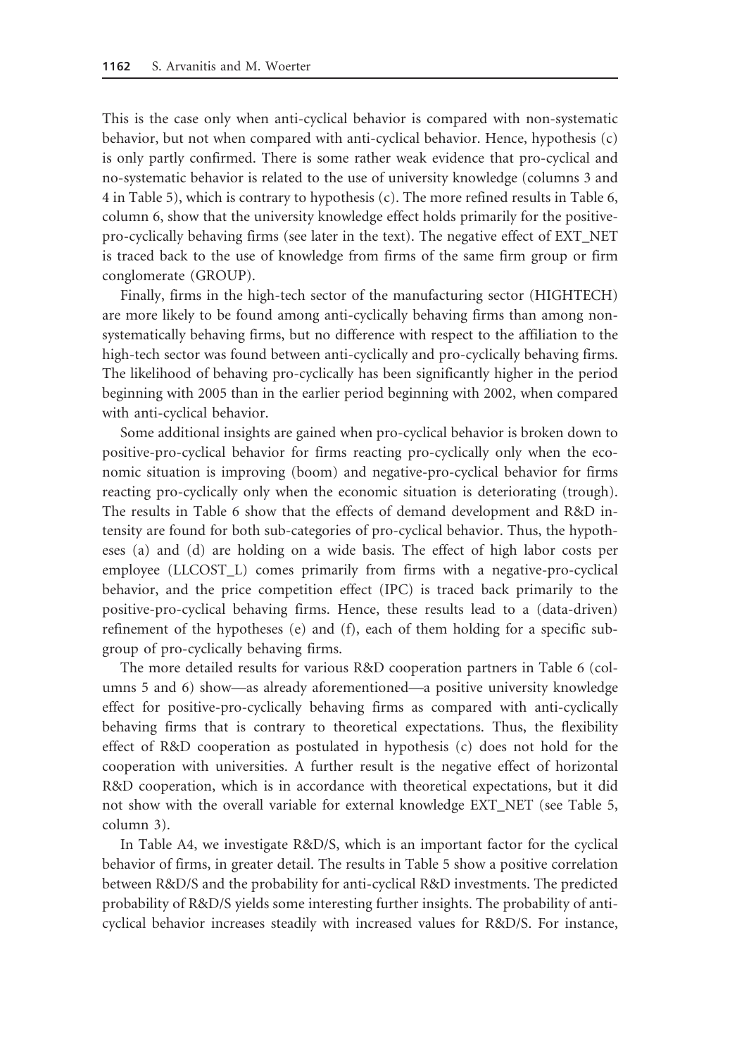This is the case only when anti-cyclical behavior is compared with non-systematic behavior, but not when compared with anti-cyclical behavior. Hence, hypothesis (c) is only partly confirmed. There is some rather weak evidence that pro-cyclical and no-systematic behavior is related to the use of university knowledge (columns 3 and 4 in Table 5), which is contrary to hypothesis (c). The more refined results in Table 6, column 6, show that the university knowledge effect holds primarily for the positive-pro-cyclically behaving firms (see later in the text). The negative effect of EXT_NET is traced back to the use of knowledge from firms of the same firm group or firm conglomerate (GROUP).

Finally, firms in the high-tech sector of the manufacturing sector (HIGHTECH) are more likely to be found among anti-cyclically behaving firms than among non-systematically behaving firms, but no difference with respect to the affiliation to the high-tech sector was found between anti-cyclically and pro-cyclically behaving firms. The likelihood of behaving pro-cyclically has been significantly higher in the period beginning with 2005 than in the earlier period beginning with 2002, when compared with anti-cyclical behavior.

Some additional insights are gained when pro-cyclical behavior is broken down to positive-pro-cyclical behavior for firms reacting pro-cyclically only when the economic situation is improving (boom) and negative-pro-cyclical behavior for firms reacting pro-cyclically only when the economic situation is deteriorating (trough). The results in Table 6 show that the effects of demand development and R&D intensity are found for both sub-categories of pro-cyclical behavior. Thus, the hypotheses (a) and (d) are holding on a wide basis. The effect of high labor costs per employee (LLCOST_L) comes primarily from firms with a negative-pro-cyclical behavior, and the price competition effect (IPC) is traced back primarily to the positive-pro-cyclical behaving firms. Hence, these results lead to a (data-driven) refinement of the hypotheses (e) and (f), each of them holding for a specific sub-group of pro-cyclically behaving firms.

The more detailed results for various R&D cooperation partners in Table 6 (columns 5 and 6) show—as already aforementioned—a positive university knowledge effect for positive-pro-cyclically behaving firms as compared with anti-cyclically behaving firms that is contrary to theoretical expectations. Thus, the flexibility effect of R&D cooperation as postulated in hypothesis (c) does not hold for the cooperation with universities. A further result is the negative effect of horizontal R&D cooperation, which is in accordance with theoretical expectations, but it did not show with the overall variable for external knowledge EXT_NET (see Table 5, column 3).

In Table A4, we investigate R&D/S, which is an important factor for the cyclical behavior of firms, in greater detail. The results in Table 5 show a positive correlation between R&D/S and the probability for anti-cyclical R&D investments. The predicted probability of R&D/S yields some interesting further insights. The probability of anti-cyclical behavior increases steadily with increased values for R&D/S. For instance,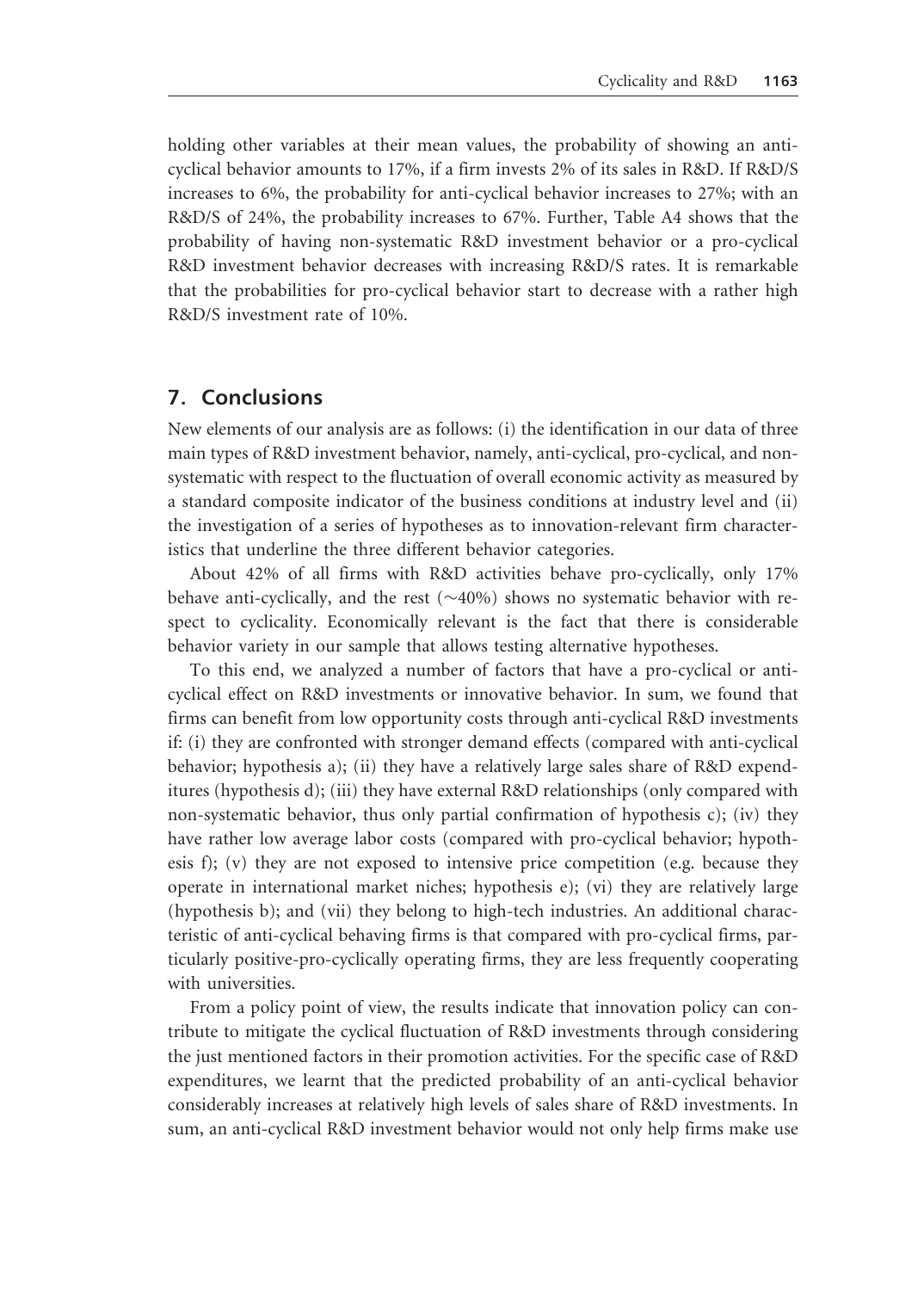holding other variables at their mean values, the probability of showing an anti-cyclical behavior amounts to 17%, if a firm invests 2% of its sales in R&D. If R&D/S increases to 6%, the probability for anti-cyclical behavior increases to 27%; with an R&D/S of 24%, the probability increases to 67%. Further, Table A4 shows that the probability of having non-systematic R&D investment behavior or a pro-cyclical R&D investment behavior decreases with increasing R&D/S rates. It is remarkable that the probabilities for pro-cyclical behavior start to decrease with a rather high R&D/S investment rate of 10%.

## 7. Conclusions

New elements of our analysis are as follows: (i) the identification in our data of three main types of R&D investment behavior, namely, anti-cyclical, pro-cyclical, and non-systematic with respect to the fluctuation of overall economic activity as measured by a standard composite indicator of the business conditions at industry level and (ii) the investigation of a series of hypotheses as to innovation-relevant firm characteristics that underline the three different behavior categories.

About 42% of all firms with R&D activities behave pro-cyclically, only 17% behave anti-cyclically, and the rest (~40%) shows no systematic behavior with respect to cyclicality. Economically relevant is the fact that there is considerable behavior variety in our sample that allows testing alternative hypotheses.

To this end, we analyzed a number of factors that have a pro-cyclical or anti-cyclical effect on R&D investments or innovative behavior. In sum, we found that firms can benefit from low opportunity costs through anti-cyclical R&D investments if: (i) they are confronted with stronger demand effects (compared with anti-cyclical behavior; hypothesis a); (ii) they have a relatively large sales share of R&D expenditures (hypothesis d); (iii) they have external R&D relationships (only compared with non-systematic behavior, thus only partial confirmation of hypothesis c); (iv) they have rather low average labor costs (compared with pro-cyclical behavior; hypothesis f); (v) they are not exposed to intensive price competition (e.g. because they operate in international market niches; hypothesis e); (vi) they are relatively large (hypothesis b); and (vii) they belong to high-tech industries. An additional characteristic of anti-cyclical behaving firms is that compared with pro-cyclical firms, particularly positive-pro-cyclically operating firms, they are less frequently cooperating with universities.

From a policy point of view, the results indicate that innovation policy can contribute to mitigate the cyclical fluctuation of R&D investments through considering the just mentioned factors in their promotion activities. For the specific case of R&D expenditures, we learnt that the predicted probability of an anti-cyclical behavior considerably increases at relatively high levels of sales share of R&D investments. In sum, an anti-cyclical R&D investment behavior would not only help firms make use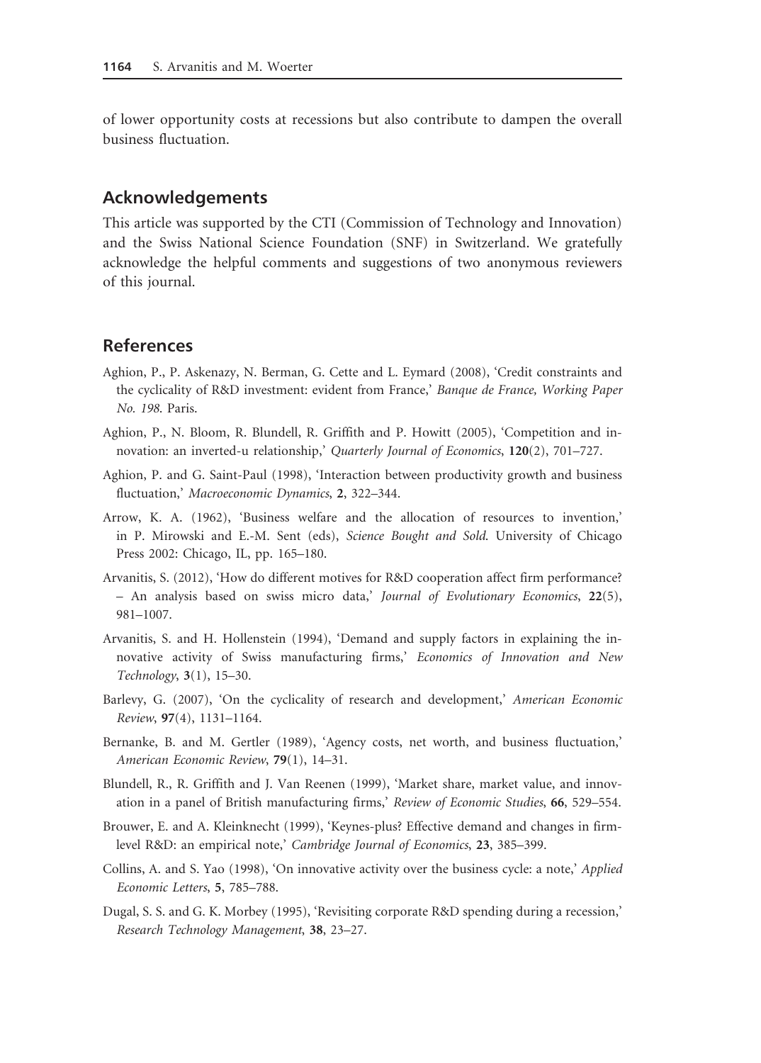of lower opportunity costs at recessions but also contribute to dampen the overall business fluctuation.

## Acknowledgements

This article was supported by the CTI (Commission of Technology and Innovation) and the Swiss National Science Foundation (SNF) in Switzerland. We gratefully acknowledge the helpful comments and suggestions of two anonymous reviewers of this journal.

## References

Aghion, P., P. Askenazy, N. Berman, G. Cette and L. Eymard (2008), 'Credit constraints and the cyclicality of R&D investment: evident from France,' *Banque de France, Working Paper No. 198*. Paris.

Aghion, P., N. Bloom, R. Blundell, R. Griffith and P. Howitt (2005), 'Competition and innovation: an inverted-u relationship,' *Quarterly Journal of Economics*, **120**(2), 701–727.

Aghion, P. and G. Saint-Paul (1998), 'Interaction between productivity growth and business fluctuation,' *Macroeconomic Dynamics*, **2**, 322–344.

Arrow, K. A. (1962), 'Business welfare and the allocation of resources to invention,' in P. Mirowski and E.-M. Sent (eds), *Science Bought and Sold*. University of Chicago Press 2002: Chicago, IL, pp. 165–180.

Arvanitis, S. (2012), 'How do different motives for R&D cooperation affect firm performance? – An analysis based on swiss micro data,' *Journal of Evolutionary Economics*, **22**(5), 981–1007.

Arvanitis, S. and H. Hollenstein (1994), 'Demand and supply factors in explaining the innovative activity of Swiss manufacturing firms,' *Economics of Innovation and New Technology*, **3**(1), 15–30.

Barlevy, G. (2007), 'On the cyclicality of research and development,' *American Economic Review*, **97**(4), 1131–1164.

Bernanke, B. and M. Gertler (1989), 'Agency costs, net worth, and business fluctuation,' *American Economic Review*, **79**(1), 14–31.

Blundell, R., R. Griffith and J. Van Reenen (1999), 'Market share, market value, and innovation in a panel of British manufacturing firms,' *Review of Economic Studies*, **66**, 529–554.

Brouwer, E. and A. Kleinknecht (1999), 'Keynes-plus? Effective demand and changes in firm-level R&D: an empirical note,' *Cambridge Journal of Economics*, **23**, 385–399.

Collins, A. and S. Yao (1998), 'On innovative activity over the business cycle: a note,' *Applied Economic Letters*, **5**, 785–788.

Dugal, S. S. and G. K. Morbey (1995), 'Revisiting corporate R&D spending during a recession,' *Research Technology Management*, **38**, 23–27.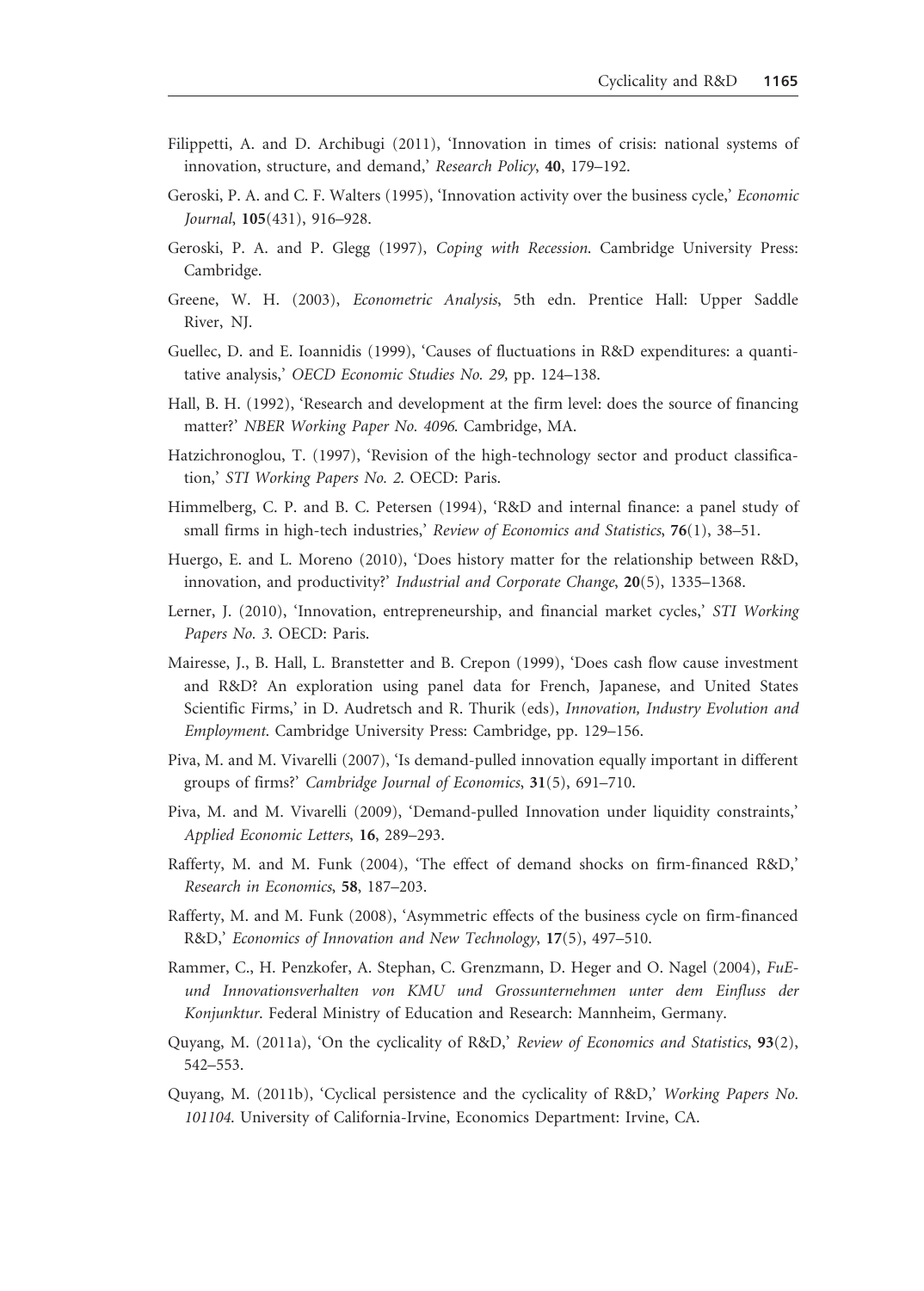Filippetti, A. and D. Archibugi (2011), 'Innovation in times of crisis: national systems of innovation, structure, and demand,' *Research Policy*, **40**, 179–192.

Geroski, P. A. and C. F. Walters (1995), 'Innovation activity over the business cycle,' *Economic Journal*, **105**(431), 916–928.

Geroski, P. A. and P. Glegg (1997), *Coping with Recession*. Cambridge University Press: Cambridge.

Greene, W. H. (2003), *Econometric Analysis*, 5th edn. Prentice Hall: Upper Saddle River, NJ.

Guellec, D. and E. Ioannidis (1999), 'Causes of fluctuations in R&D expenditures: a quantitative analysis,' *OECD Economic Studies No. 29*, pp. 124–138.

Hall, B. H. (1992), 'Research and development at the firm level: does the source of financing matter?' *NBER Working Paper No. 4096*. Cambridge, MA.

Hatzichronoglou, T. (1997), 'Revision of the high-technology sector and product classification,' *STI Working Papers No. 2*. OECD: Paris.

Himmelberg, C. P. and B. C. Petersen (1994), 'R&D and internal finance: a panel study of small firms in high-tech industries,' *Review of Economics and Statistics*, **76**(1), 38–51.

Huergo, E. and L. Moreno (2010), 'Does history matter for the relationship between R&D, innovation, and productivity?' *Industrial and Corporate Change*, **20**(5), 1335–1368.

Lerner, J. (2010), 'Innovation, entrepreneurship, and financial market cycles,' *STI Working Papers No. 3*. OECD: Paris.

Mairesse, J., B. Hall, L. Branstetter and B. Crepon (1999), 'Does cash flow cause investment and R&D? An exploration using panel data for French, Japanese, and United States Scientific Firms,' in D. Audretsch and R. Thurik (eds), *Innovation, Industry Evolution and Employment*. Cambridge University Press: Cambridge, pp. 129–156.

Piva, M. and M. Vivarelli (2007), 'Is demand-pulled innovation equally important in different groups of firms?' *Cambridge Journal of Economics*, **31**(5), 691–710.

Piva, M. and M. Vivarelli (2009), 'Demand-pulled Innovation under liquidity constraints,' *Applied Economic Letters*, **16**, 289–293.

Rafferty, M. and M. Funk (2004), 'The effect of demand shocks on firm-financed R&D,' *Research in Economics*, **58**, 187–203.

Rafferty, M. and M. Funk (2008), 'Asymmetric effects of the business cycle on firm-financed R&D,' *Economics of Innovation and New Technology*, **17**(5), 497–510.

Rammer, C., H. Penzkofer, A. Stephan, C. Grenzmann, D. Heger and O. Nagel (2004), *FuE- und Innovationsverhalten von KMU und Grossunternehmen unter dem Einfluss der Konjunktur*. Federal Ministry of Education and Research: Mannheim, Germany.

Quyang, M. (2011a), 'On the cyclicality of R&D,' *Review of Economics and Statistics*, **93**(2), 542–553.

Quyang, M. (2011b), 'Cyclical persistence and the cyclicality of R&D,' *Working Papers No. 101104*. University of California-Irvine, Economics Department: Irvine, CA.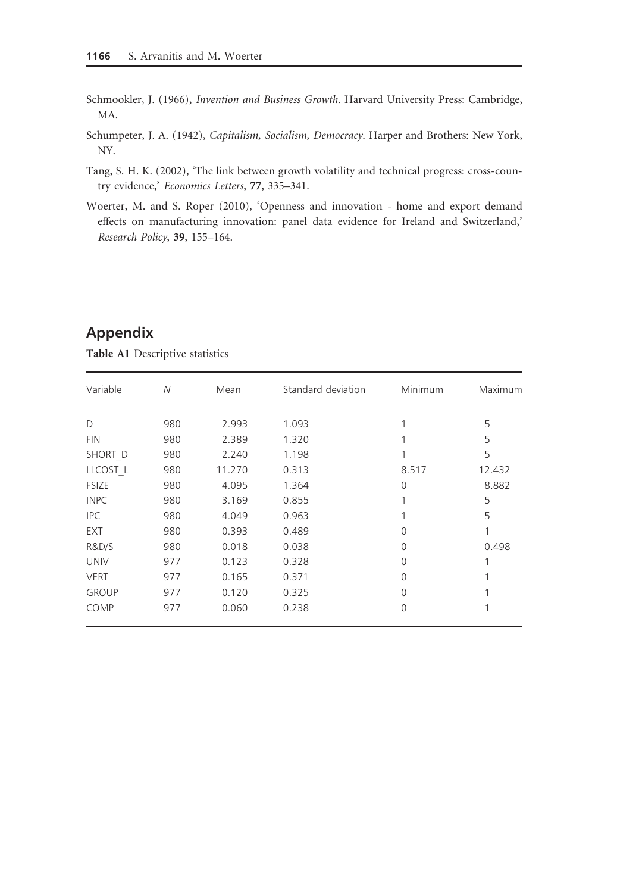Schmookler, J. (1966), *Invention and Business Growth*. Harvard University Press: Cambridge, MA.

Schumpeter, J. A. (1942), *Capitalism, Socialism, Democracy*. Harper and Brothers: New York, NY.

Tang, S. H. K. (2002), 'The link between growth volatility and technical progress: cross-country evidence,' *Economics Letters*, **77**, 335–341.

Woerter, M. and S. Roper (2010), 'Openness and innovation - home and export demand effects on manufacturing innovation: panel data evidence for Ireland and Switzerland,' *Research Policy*, **39**, 155–164.

## Appendix

**Table A1** Descriptive statistics

| Variable | *N* | Mean | Standard deviation | Minimum | Maximum |
|---|---|---|---|---|---|
| D | 980 | 2.993 | 1.093 | 1 | 5 |
| FIN | 980 | 2.389 | 1.320 | 1 | 5 |
| SHORT_D | 980 | 2.240 | 1.198 | 1 | 5 |
| LLCOST_L | 980 | 11.270 | 0.313 | 8.517 | 12.432 |
| FSIZE | 980 | 4.095 | 1.364 | 0 | 8.882 |
| INPC | 980 | 3.169 | 0.855 | 1 | 5 |
| IPC | 980 | 4.049 | 0.963 | 1 | 5 |
| EXT | 980 | 0.393 | 0.489 | 0 | 1 |
| R&D/S | 980 | 0.018 | 0.038 | 0 | 0.498 |
| UNIV | 977 | 0.123 | 0.328 | 0 | 1 |
| VERT | 977 | 0.165 | 0.371 | 0 | 1 |
| GROUP | 977 | 0.120 | 0.325 | 0 | 1 |
| COMP | 977 | 0.060 | 0.238 | 0 | 1 |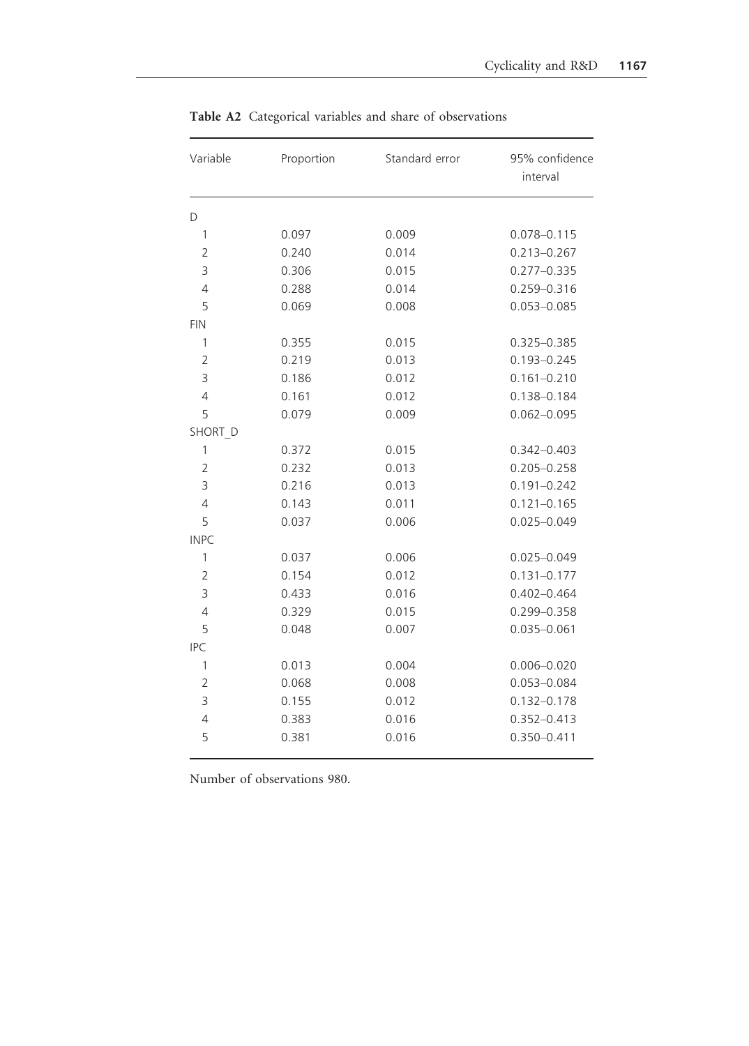**Table A2** Categorical variables and share of observations

| Variable | Proportion | Standard error | 95% confidence interval |
|---|---|---|---|
| D | | | |
| 1 | 0.097 | 0.009 | 0.078–0.115 |
| 2 | 0.240 | 0.014 | 0.213–0.267 |
| 3 | 0.306 | 0.015 | 0.277–0.335 |
| 4 | 0.288 | 0.014 | 0.259–0.316 |
| 5 | 0.069 | 0.008 | 0.053–0.085 |
| FIN | | | |
| 1 | 0.355 | 0.015 | 0.325–0.385 |
| 2 | 0.219 | 0.013 | 0.193–0.245 |
| 3 | 0.186 | 0.012 | 0.161–0.210 |
| 4 | 0.161 | 0.012 | 0.138–0.184 |
| 5 | 0.079 | 0.009 | 0.062–0.095 |
| SHORT_D | | | |
| 1 | 0.372 | 0.015 | 0.342–0.403 |
| 2 | 0.232 | 0.013 | 0.205–0.258 |
| 3 | 0.216 | 0.013 | 0.191–0.242 |
| 4 | 0.143 | 0.011 | 0.121–0.165 |
| 5 | 0.037 | 0.006 | 0.025–0.049 |
| INPC | | | |
| 1 | 0.037 | 0.006 | 0.025–0.049 |
| 2 | 0.154 | 0.012 | 0.131–0.177 |
| 3 | 0.433 | 0.016 | 0.402–0.464 |
| 4 | 0.329 | 0.015 | 0.299–0.358 |
| 5 | 0.048 | 0.007 | 0.035–0.061 |
| IPC | | | |
| 1 | 0.013 | 0.004 | 0.006–0.020 |
| 2 | 0.068 | 0.008 | 0.053–0.084 |
| 3 | 0.155 | 0.012 | 0.132–0.178 |
| 4 | 0.383 | 0.016 | 0.352–0.413 |
| 5 | 0.381 | 0.016 | 0.350–0.411 |

Number of observations 980.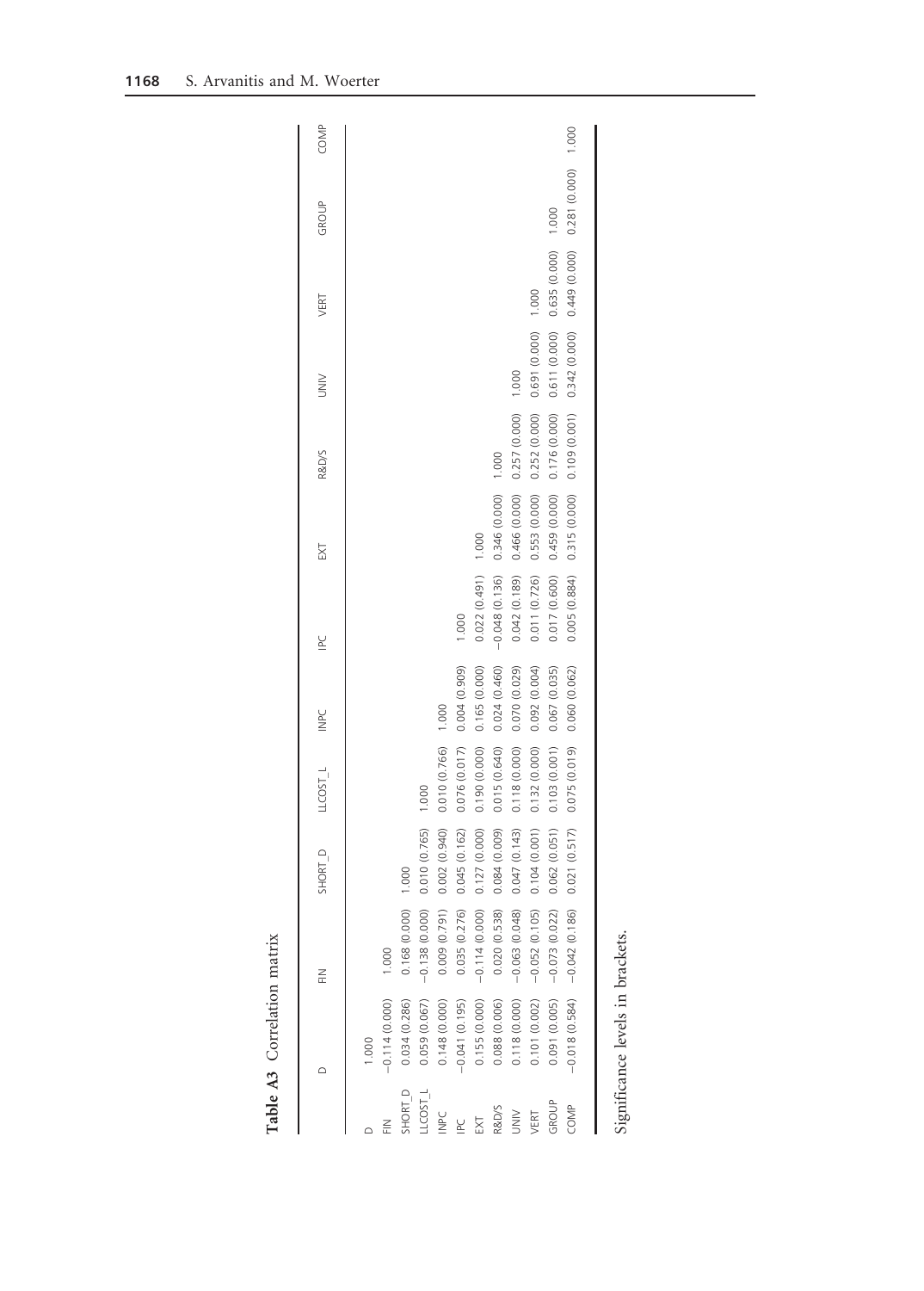**Table A3** Correlation matrix

| | D | FIN | SHORT_D | LLCOST_L | INPC | IPC | EXT | R&D/S | UNIV | VERT | GROUP | COMP |
|---|---|---|---|---|---|---|---|---|---|---|---|---|
| D | 1.000 | | | | | | | | | | | |
| FIN | −0.114 (0.000) | 1.000 | | | | | | | | | | |
| SHORT_D | 0.034 (0.286) | 0.168 (0.000) | 1.000 | | | | | | | | | |
| LLCOST_L | 0.059 (0.067) | −0.138 (0.000) | 0.010 (0.765) | 1.000 | | | | | | | | |
| INPC | 0.148 (0.000) | 0.009 (0.791) | 0.002 (0.940) | 0.010 (0.766) | 1.000 | | | | | | | |
| IPC | −0.041 (0.195) | 0.035 (0.276) | 0.045 (0.162) | 0.076 (0.017) | 0.004 (0.909) | 1.000 | | | | | | |
| EXT | 0.155 (0.000) | −0.114 (0.000) | 0.127 (0.000) | 0.190 (0.000) | 0.165 (0.000) | 0.022 (0.491) | 1.000 | | | | | |
| R&D/S | 0.088 (0.006) | 0.020 (0.538) | 0.084 (0.009) | 0.015 (0.640) | 0.024 (0.460) | −0.048 (0.136) | 0.346 (0.000) | 1.000 | | | | |
| UNIV | 0.118 (0.000) | −0.063 (0.048) | 0.047 (0.143) | 0.118 (0.000) | 0.070 (0.029) | 0.042 (0.189) | 0.466 (0.000) | 0.257 (0.000) | 1.000 | | | |
| VERT | 0.101 (0.002) | −0.052 (0.105) | 0.104 (0.001) | 0.132 (0.000) | 0.092 (0.004) | 0.011 (0.726) | 0.553 (0.000) | 0.252 (0.000) | 0.691 (0.000) | 1.000 | | |
| GROUP | 0.091 (0.005) | −0.073 (0.022) | 0.062 (0.051) | 0.103 (0.001) | 0.067 (0.035) | 0.017 (0.600) | 0.459 (0.000) | 0.176 (0.000) | 0.611 (0.000) | 0.635 (0.000) | 1.000 | |
| COMP | −0.018 (0.584) | −0.042 (0.186) | 0.021 (0.517) | 0.075 (0.019) | 0.060 (0.062) | 0.005 (0.884) | 0.315 (0.000) | 0.109 (0.001) | 0.342 (0.000) | 0.449 (0.000) | 0.281 (0.000) | 1.000 |

Significance levels in brackets.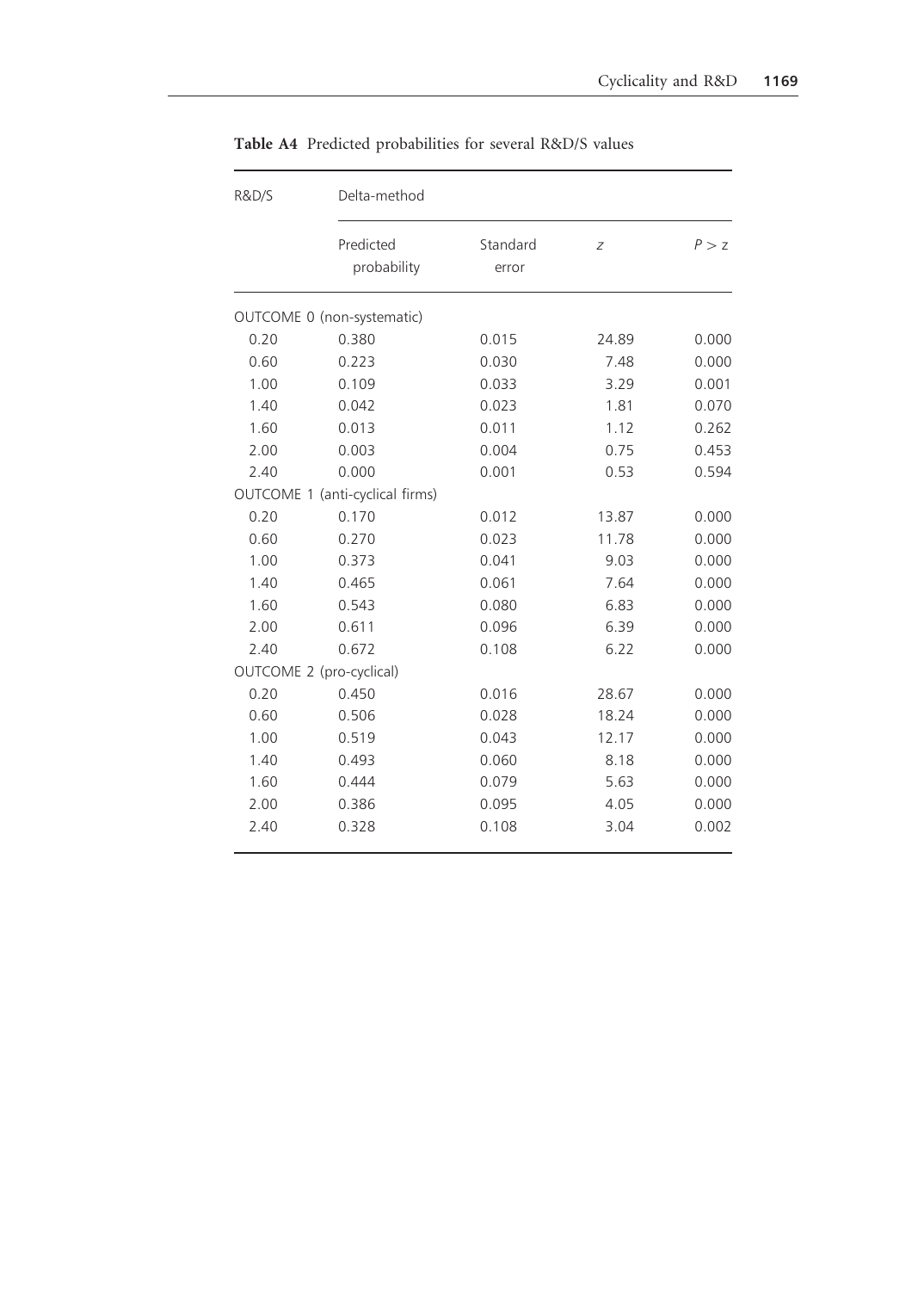**Table A4** Predicted probabilities for several R&D/S values

| R&D/S | Delta-method | | | |
|---|---|---|---|---|
| | Predicted probability | Standard error | $z$ | $P > z$ |
| OUTCOME 0 (non-systematic) | | | | |
| 0.20 | 0.380 | 0.015 | 24.89 | 0.000 |
| 0.60 | 0.223 | 0.030 | 7.48 | 0.000 |
| 1.00 | 0.109 | 0.033 | 3.29 | 0.001 |
| 1.40 | 0.042 | 0.023 | 1.81 | 0.070 |
| 1.60 | 0.013 | 0.011 | 1.12 | 0.262 |
| 2.00 | 0.003 | 0.004 | 0.75 | 0.453 |
| 2.40 | 0.000 | 0.001 | 0.53 | 0.594 |
| OUTCOME 1 (anti-cyclical firms) | | | | |
| 0.20 | 0.170 | 0.012 | 13.87 | 0.000 |
| 0.60 | 0.270 | 0.023 | 11.78 | 0.000 |
| 1.00 | 0.373 | 0.041 | 9.03 | 0.000 |
| 1.40 | 0.465 | 0.061 | 7.64 | 0.000 |
| 1.60 | 0.543 | 0.080 | 6.83 | 0.000 |
| 2.00 | 0.611 | 0.096 | 6.39 | 0.000 |
| 2.40 | 0.672 | 0.108 | 6.22 | 0.000 |
| OUTCOME 2 (pro-cyclical) | | | | |
| 0.20 | 0.450 | 0.016 | 28.67 | 0.000 |
| 0.60 | 0.506 | 0.028 | 18.24 | 0.000 |
| 1.00 | 0.519 | 0.043 | 12.17 | 0.000 |
| 1.40 | 0.493 | 0.060 | 8.18 | 0.000 |
| 1.60 | 0.444 | 0.079 | 5.63 | 0.000 |
| 2.00 | 0.386 | 0.095 | 4.05 | 0.000 |
| 2.40 | 0.328 | 0.108 | 3.04 | 0.002 |